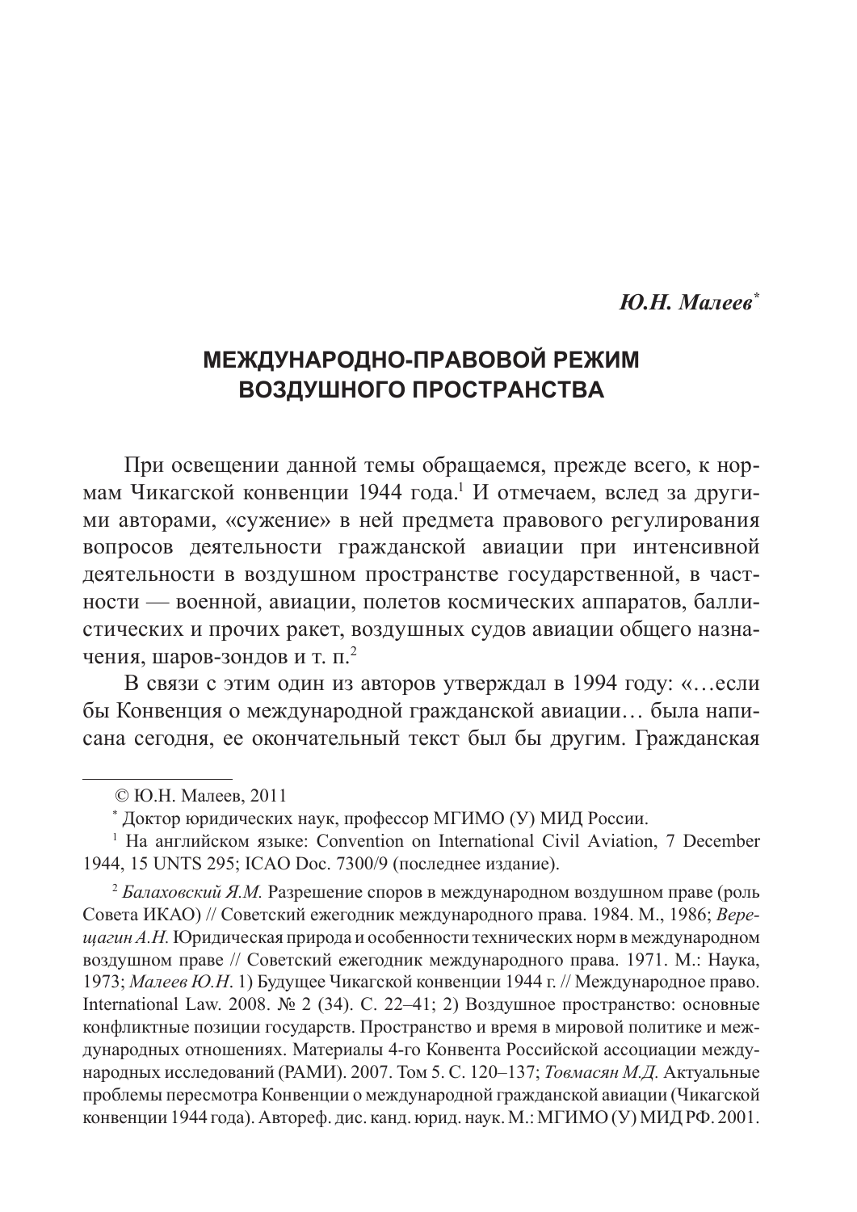***Ю.Н. Малеев*** [*]

# МЕЖДУНАРОДНО-ПРАВОВОЙ РЕЖИМ ВОЗДУШНОГО ПРОСТРАНСТВА

При освещении данной темы обращаемся, прежде всего, к нормам Чикагской конвенции 1944 года.[1] И отмечаем, вслед за другими авторами, «сужение» в ней предмета правового регулирования вопросов деятельности гражданской авиации при интенсивной деятельности в воздушном пространстве государственной, в частности — военной, авиации, полетов космических аппаратов, баллистических и прочих ракет, воздушных судов авиации общего назначения, шаров-зондов и т. п.[2]

В связи с этим один из авторов утверждал в 1994 году: «…если бы Конвенция о международной гражданской авиации… была написана сегодня, ее окончательный текст был бы другим. Гражданская

---

© Ю.Н. Малеев, 2011

[*] Доктор юридических наук, профессор МГИМО (У) МИД России.

[1] На английском языке: Convention on International Civil Aviation, 7 December 1944, 15 UNTS 295; ICAO Doc. 7300/9 (последнее издание).

[2] *Балаховский Я.М.* Разрешение споров в международном воздушном праве (роль Совета ИКАО) // Советский ежегодник международного права. 1984. М., 1986; *Верещагин А.Н.* Юридическая природа и особенности технических норм в международном воздушном праве // Советский ежегодник международного права. 1971. М.: Наука, 1973; *Малеев Ю.Н.* 1) Будущее Чикагской конвенции 1944 г. // Международное право. International Law. 2008. № 2 (34). С. 22–41; 2) Воздушное пространство: основные конфликтные позиции государств. Пространство и время в мировой политике и международных отношениях. Материалы 4-го Конвента Российской ассоциации международных исследований (РАМИ). 2007. Том 5. С. 120–137; *Товмасян М.Д.* Актуальные проблемы пересмотра Конвенции о международной гражданской авиации (Чикагской конвенции 1944 года). Автореф. дис. канд. юрид. наук. М.: МГИМО (У) МИД РФ. 2001.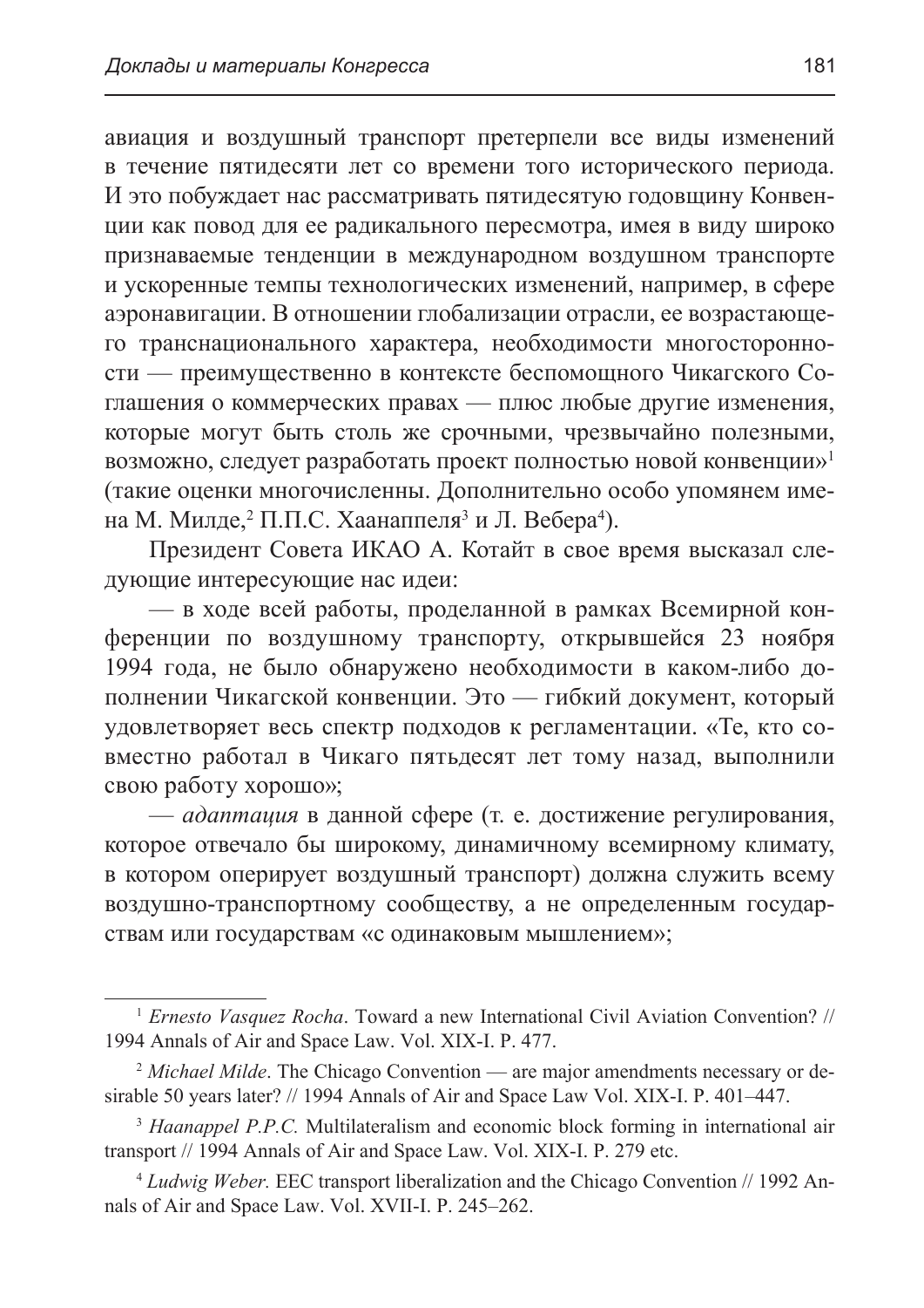авиация и воздушный транспорт претерпели все виды изменений в течение пятидесяти лет со времени того исторического периода. И это побуждает нас рассматривать пятидесятую годовщину Конвенции как повод для ее радикального пересмотра, имея в виду широко признаваемые тенденции в международном воздушном транспорте и ускоренные темпы технологических изменений, например, в сфере аэронавигации. В отношении глобализации отрасли, ее возрастающего транснационального характера, необходимости многосторонности — преимущественно в контексте беспомощного Чикагского Соглашения о коммерческих правах — плюс любые другие изменения, которые могут быть столь же срочными, чрезвычайно полезными, возможно, следует разработать проект полностью новой конвенции»[1] (такие оценки многочисленны. Дополнительно особо упомянем имена М. Милде,[2] П.П.С. Хаанаппеля[3] и Л. Вебера[4]).

Президент Совета ИКАО А. Котайт в свое время высказал следующие интересующие нас идеи:

— в ходе всей работы, проделанной в рамках Всемирной конференции по воздушному транспорту, открывшейся 23 ноября 1994 года, не было обнаружено необходимости в каком-либо дополнении Чикагской конвенции. Это — гибкий документ, который удовлетворяет весь спектр подходов к регламентации. «Те, кто совместно работал в Чикаго пятьдесят лет тому назад, выполнили свою работу хорошо»;

— *адаптация* в данной сфере (т. е. достижение регулирования, которое отвечало бы широкому, динамичному всемирному климату, в котором оперирует воздушный транспорт) должна служить всему воздушно-транспортному сообществу, а не определенным государствам или государствам «с одинаковым мышлением»;

---

[1] *Ernesto Vasquez Rocha*. Toward a new International Civil Aviation Convention? // 1994 Annals of Air and Space Law. Vol. XIX-I. P. 477.

[2] *Michael Milde*. The Chicago Convention — are major amendments necessary or desirable 50 years later? // 1994 Annals of Air and Space Law Vol. XIX-I. P. 401–447.

[3] *Haanappel P.P.C.* Multilateralism and economic block forming in international air transport // 1994 Annals of Air and Space Law. Vol. XIX-I. P. 279 etc.

[4] *Ludwig Weber.* EEC transport liberalization and the Chicago Convention // 1992 Annals of Air and Space Law. Vol. XVII-I. P. 245–262.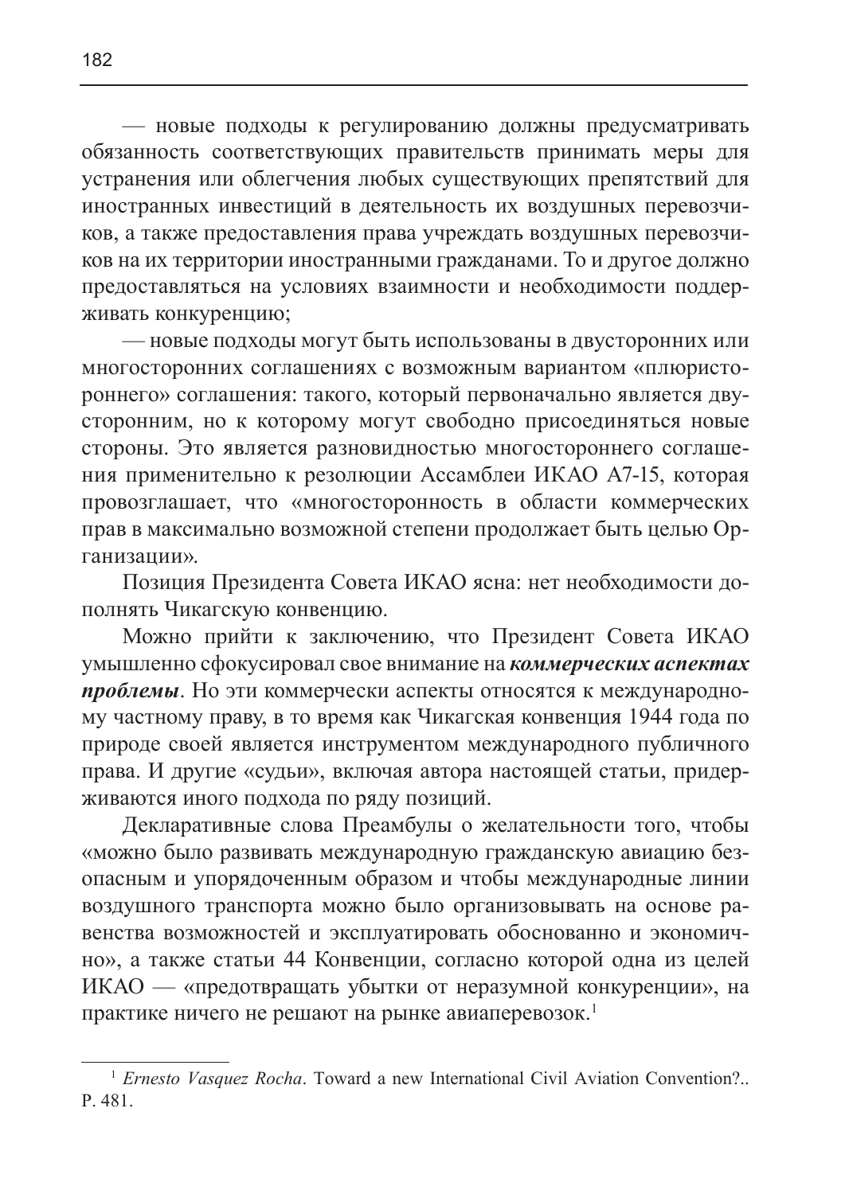— новые подходы к регулированию должны предусматривать обязанность соответствующих правительств принимать меры для устранения или облегчения любых существующих препятствий для иностранных инвестиций в деятельность их воздушных перевозчиков, а также предоставления права учреждать воздушных перевозчиков на их территории иностранными гражданами. То и другое должно предоставляться на условиях взаимности и необходимости поддерживать конкуренцию;

— новые подходы могут быть использованы в двусторонних или многосторонних соглашениях с возможным вариантом «плюристороннего» соглашения: такого, который первоначально является двусторонним, но к которому могут свободно присоединяться новые стороны. Это является разновидностью многостороннего соглашения применительно к резолюции Ассамблеи ИКАО А7-15, которая провозглашает, что «многосторонность в области коммерческих прав в максимально возможной степени продолжает быть целью Организации».

Позиция Президента Совета ИКАО ясна: нет необходимости дополнять Чикагскую конвенцию.

Можно прийти к заключению, что Президент Совета ИКАО умышленно сфокусировал свое внимание на ***коммерческих аспектах проблемы***. Но эти коммерчески аспекты относятся к международному частному праву, в то время как Чикагская конвенция 1944 года по природе своей является инструментом международного публичного права. И другие «судьи», включая автора настоящей статьи, придерживаются иного подхода по ряду позиций.

Декларативные слова Преамбулы о желательности того, чтобы «можно было развивать международную гражданскую авиацию безопасным и упорядоченным образом и чтобы международные линии воздушного транспорта можно было организовывать на основе равенства возможностей и эксплуатировать обоснованно и экономично», а также статьи 44 Конвенции, согласно которой одна из целей ИКАО — «предотвращать убытки от неразумной конкуренции», на практике ничего не решают на рынке авиаперевозок.[1]

---

[1] *Ernesto Vasquez Rocha*. Toward a new International Civil Aviation Convention?.. P. 481.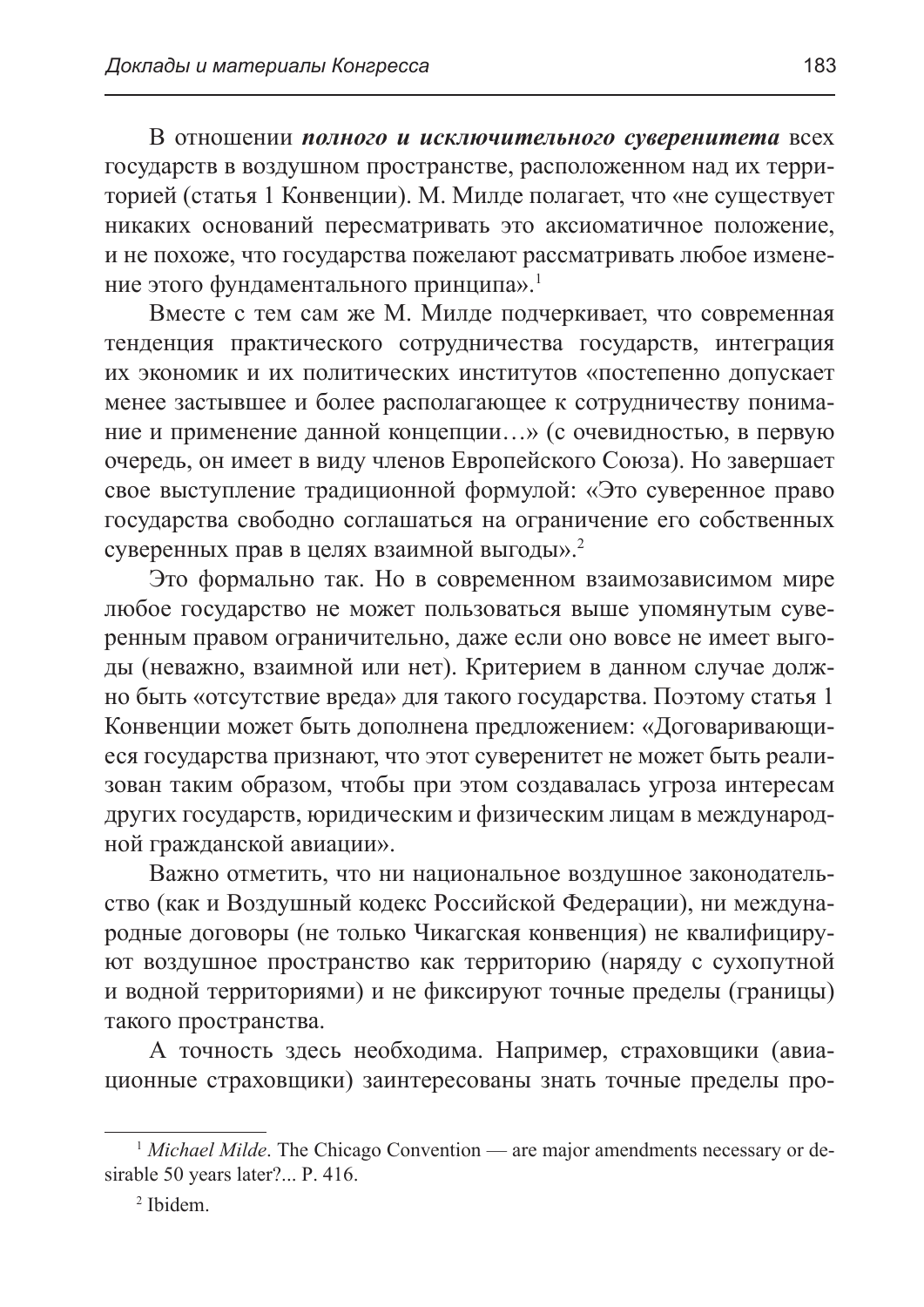В отношении ***полного и исключительного суверенитета*** всех государств в воздушном пространстве, расположенном над их территорией (статья 1 Конвенции). М. Милде полагает, что «не существует никаких оснований пересматривать это аксиоматичное положение, и не похоже, что государства пожелают рассматривать любое изменение этого фундаментального принципа».[1]

Вместе с тем сам же М. Милде подчеркивает, что современная тенденция практического сотрудничества государств, интеграция их экономик и их политических институтов «постепенно допускает менее застывшее и более располагающее к сотрудничеству понимание и применение данной концепции…» (с очевидностью, в первую очередь, он имеет в виду членов Европейского Союза). Но завершает свое выступление традиционной формулой: «Это суверенное право государства свободно соглашаться на ограничение его собственных суверенных прав в целях взаимной выгоды».[2]

Это формально так. Но в современном взаимозависимом мире любое государство не может пользоваться выше упомянутым суверенным правом ограничительно, даже если оно вовсе не имеет выгоды (неважно, взаимной или нет). Критерием в данном случае должно быть «отсутствие вреда» для такого государства. Поэтому статья 1 Конвенции может быть дополнена предложением: «Договаривающиеся государства признают, что этот суверенитет не может быть реализован таким образом, чтобы при этом создавалась угроза интересам других государств, юридическим и физическим лицам в международной гражданской авиации».

Важно отметить, что ни национальное воздушное законодательство (как и Воздушный кодекс Российской Федерации), ни международные договоры (не только Чикагская конвенция) не квалифицируют воздушное пространство как территорию (наряду с сухопутной и водной территориями) и не фиксируют точные пределы (границы) такого пространства.

А точность здесь необходима. Например, страховщики (авиационные страховщики) заинтересованы знать точные пределы про-

---

[1] *Michael Milde*. The Chicago Convention — are major amendments necessary or desirable 50 years later?... P. 416.

[2] Ibidem.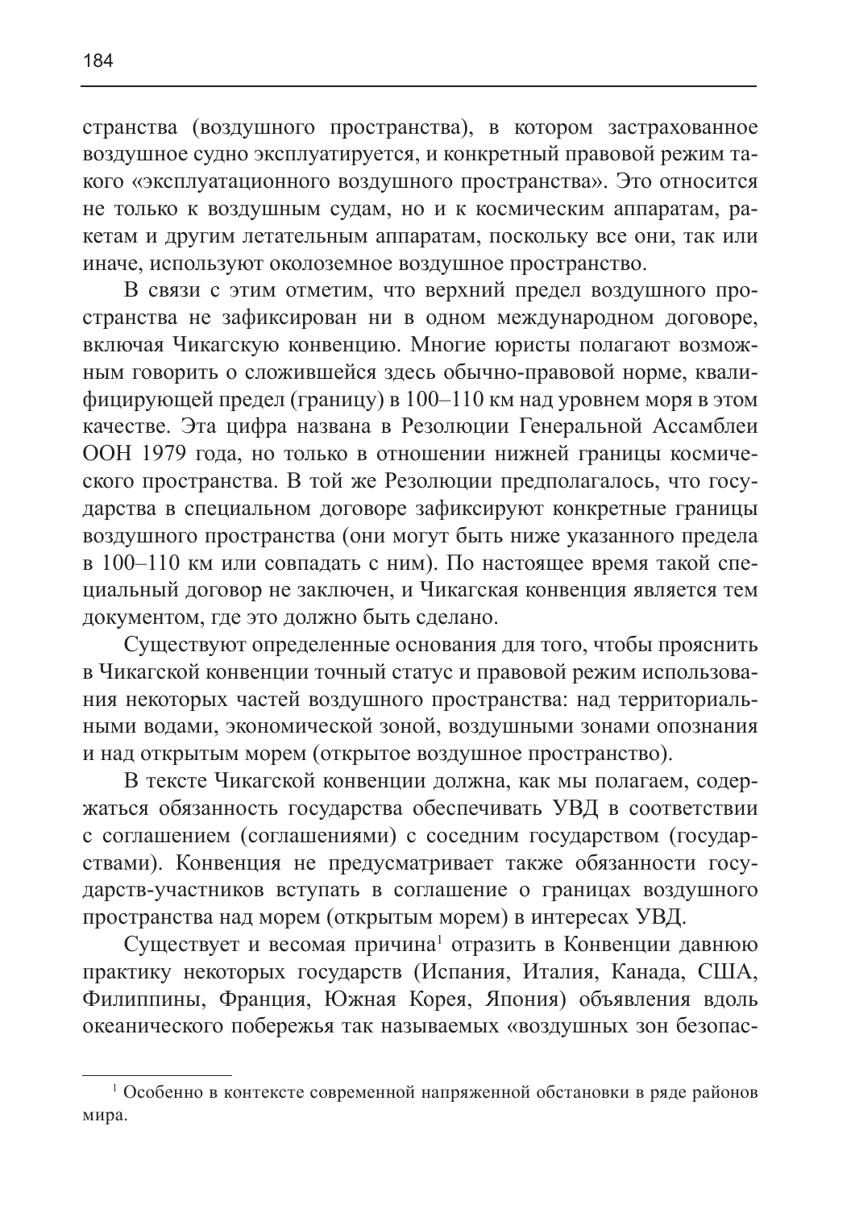странства (воздушного пространства), в котором застрахованное воздушное судно эксплуатируется, и конкретный правовой режим такого «эксплуатационного воздушного пространства». Это относится не только к воздушным судам, но и к космическим аппаратам, ракетам и другим летательным аппаратам, поскольку все они, так или иначе, используют околоземное воздушное пространство.

В связи с этим отметим, что верхний предел воздушного пространства не зафиксирован ни в одном международном договоре, включая Чикагскую конвенцию. Многие юристы полагают возможным говорить о сложившейся здесь обычно-правовой норме, квалифицирующей предел (границу) в 100–110 км над уровнем моря в этом качестве. Эта цифра названа в Резолюции Генеральной Ассамблеи ООН 1979 года, но только в отношении нижней границы космического пространства. В той же Резолюции предполагалось, что государства в специальном договоре зафиксируют конкретные границы воздушного пространства (они могут быть ниже указанного предела в 100–110 км или совпадать с ним). По настоящее время такой специальный договор не заключен, и Чикагская конвенция является тем документом, где это должно быть сделано.

Существуют определенные основания для того, чтобы прояснить в Чикагской конвенции точный статус и правовой режим использования некоторых частей воздушного пространства: над территориальными водами, экономической зоной, воздушными зонами опознания и над открытым морем (открытое воздушное пространство).

В тексте Чикагской конвенции должна, как мы полагаем, содержаться обязанность государства обеспечивать УВД в соответствии с соглашением (соглашениями) с соседним государством (государствами). Конвенция не предусматривает также обязанности государств-участников вступать в соглашение о границах воздушного пространства над морем (открытым морем) в интересах УВД.

Существует и весомая причина[1] отразить в Конвенции давнюю практику некоторых государств (Испания, Италия, Канада, США, Филиппины, Франция, Южная Корея, Япония) объявления вдоль океанического побережья так называемых «воздушных зон безопас-

---

[1] Особенно в контексте современной напряженной обстановки в ряде районов мира.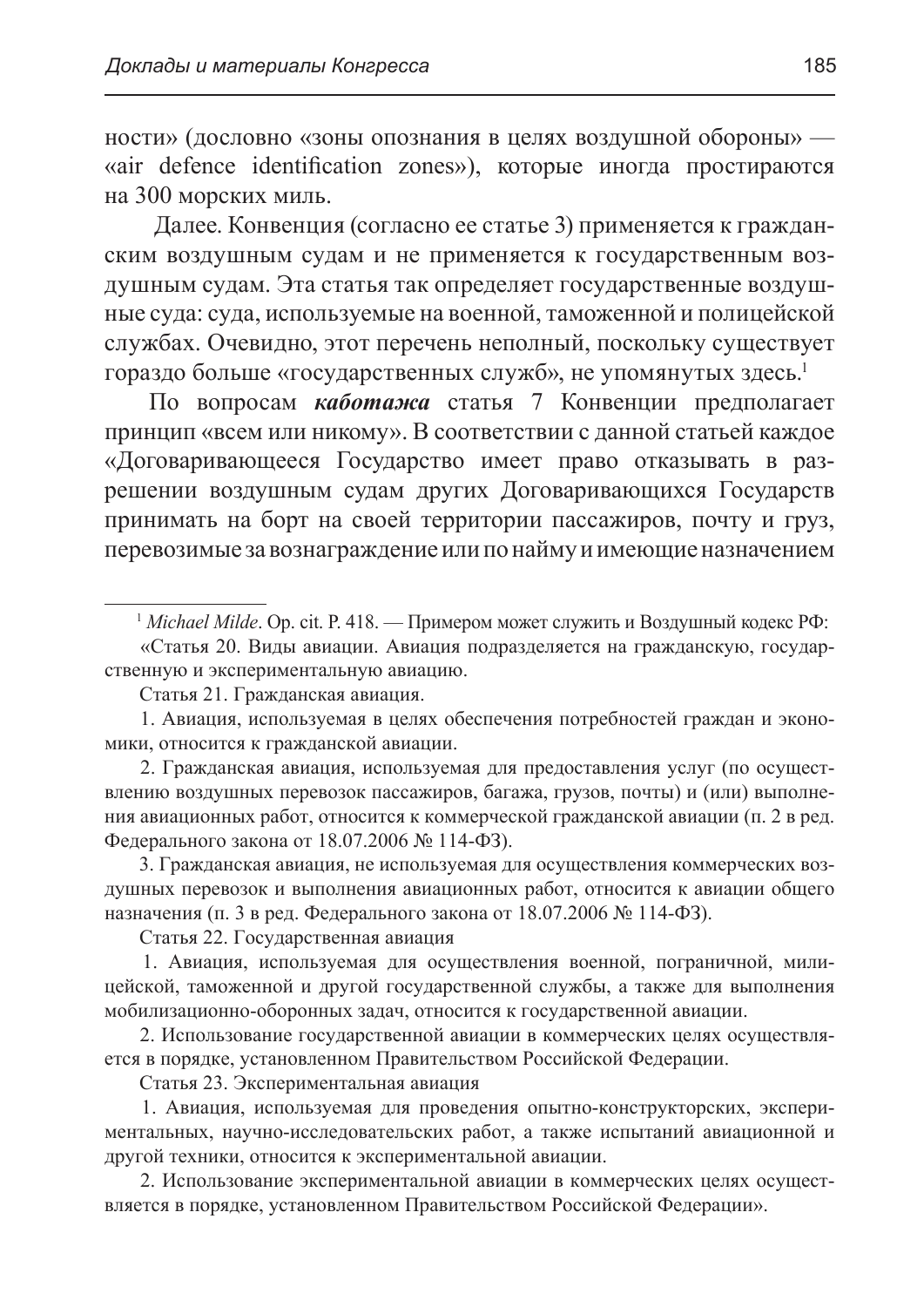ности» (дословно «зоны опознания в целях воздушной обороны» — «air defence identification zones»), которые иногда простираются на 300 морских миль.

Далее. Конвенция (согласно ее статье 3) применяется к гражданским воздушным судам и не применяется к государственным воздушным судам. Эта статья так определяет государственные воздушные суда: суда, используемые на военной, таможенной и полицейской службах. Очевидно, этот перечень неполный, поскольку существует гораздо больше «государственных служб», не упомянутых здесь.[1]

По вопросам ***каботажа*** статья 7 Конвенции предполагает принцип «всем или никому». В соответствии с данной статьей каждое «Договаривающееся Государство имеет право отказывать в разрешении воздушным судам других Договаривающихся Государств принимать на борт на своей территории пассажиров, почту и груз, перевозимые за вознаграждение или по найму и имеющие назначением

---

[1] *Michael Milde*. Op. cit. P. 418. — Примером может служить и Воздушный кодекс РФ:

«Статья 20. Виды авиации. Авиация подразделяется на гражданскую, государственную и экспериментальную авиацию.

Статья 21. Гражданская авиация.

1. Авиация, используемая в целях обеспечения потребностей граждан и экономики, относится к гражданской авиации.

2. Гражданская авиация, используемая для предоставления услуг (по осуществлению воздушных перевозок пассажиров, багажа, грузов, почты) и (или) выполнения авиационных работ, относится к коммерческой гражданской авиации (п. 2 в ред. Федерального закона от 18.07.2006 № 114-ФЗ).

3. Гражданская авиация, не используемая для осуществления коммерческих воздушных перевозок и выполнения авиационных работ, относится к авиации общего назначения (п. 3 в ред. Федерального закона от 18.07.2006 № 114-ФЗ).

Статья 22. Государственная авиация

1. Авиация, используемая для осуществления военной, пограничной, милицейской, таможенной и другой государственной службы, а также для выполнения мобилизационно-оборонных задач, относится к государственной авиации.

2. Использование государственной авиации в коммерческих целях осуществляется в порядке, установленном Правительством Российской Федерации.

Статья 23. Экспериментальная авиация

1. Авиация, используемая для проведения опытно-конструкторских, экспериментальных, научно-исследовательских работ, а также испытаний авиационной и другой техники, относится к экспериментальной авиации.

2. Использование экспериментальной авиации в коммерческих целях осуществляется в порядке, установленном Правительством Российской Федерации».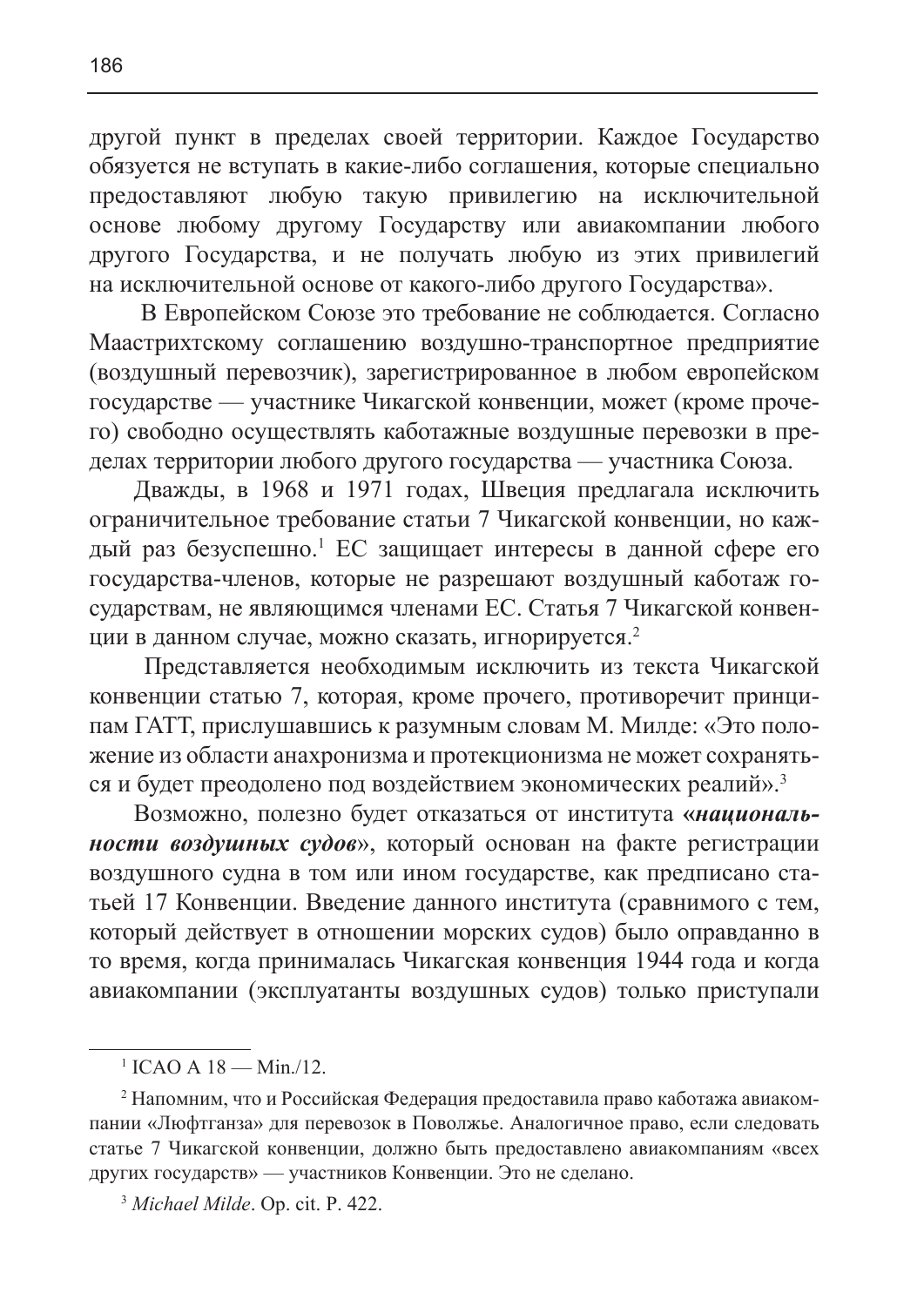другой пункт в пределах своей территории. Каждое Государство обязуется не вступать в какие-либо соглашения, которые специально предоставляют любую такую привилегию на исключительной основе любому другому Государству или авиакомпании любого другого Государства, и не получать любую из этих привилегий на исключительной основе от какого-либо другого Государства».

В Европейском Союзе это требование не соблюдается. Согласно Маастрихтскому соглашению воздушно-транспортное предприятие (воздушный перевозчик), зарегистрированное в любом европейском государстве — участнике Чикагской конвенции, может (кроме прочего) свободно осуществлять каботажные воздушные перевозки в пределах территории любого другого государства — участника Союза.

Дважды, в 1968 и 1971 годах, Швеция предлагала исключить ограничительное требование статьи 7 Чикагской конвенции, но каждый раз безуспешно.[1] ЕС защищает интересы в данной сфере его государства-членов, которые не разрешают воздушный каботаж государствам, не являющимся членами ЕС. Статья 7 Чикагской конвенции в данном случае, можно сказать, игнорируется.[2]

Представляется необходимым исключить из текста Чикагской конвенции статью 7, которая, кроме прочего, противоречит принципам ГАТТ, прислушавшись к разумным словам М. Милде: «Это положение из области анахронизма и протекционизма не может сохраняться и будет преодолено под воздействием экономических реалий».[3]

Возможно, полезно будет отказаться от института **«*национальности воздушных судов*»**, который основан на факте регистрации воздушного судна в том или ином государстве, как предписано статьей 17 Конвенции. Введение данного института (сравнимого с тем, который действует в отношении морских судов) было оправданно в то время, когда принималась Чикагская конвенция 1944 года и когда авиакомпании (эксплуатанты воздушных судов) только приступали

---

[1] ICAO A 18 — Min./12.

[2] Напомним, что и Российская Федерация предоставила право каботажа авиакомпании «Люфтганза» для перевозок в Поволжье. Аналогичное право, если следовать статье 7 Чикагской конвенции, должно быть предоставлено авиакомпаниям «всех других государств» — участников Конвенции. Это не сделано.

[3] *Michael Milde*. Op. cit. P. 422.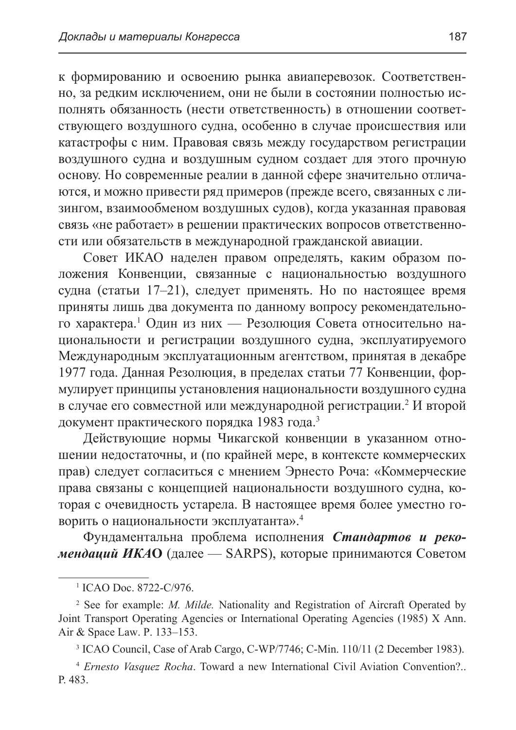к формированию и освоению рынка авиаперевозок. Соответственно, за редким исключением, они не были в состоянии полностью исполнять обязанность (нести ответственность) в отношении соответствующего воздушного судна, особенно в случае происшествия или катастрофы с ним. Правовая связь между государством регистрации воздушного судна и воздушным судном создает для этого прочную основу. Но современные реалии в данной сфере значительно отличаются, и можно привести ряд примеров (прежде всего, связанных с лизингом, взаимообменом воздушных судов), когда указанная правовая связь «не работает» в решении практических вопросов ответственности или обязательств в международной гражданской авиации.

Совет ИКАО наделен правом определять, каким образом положения Конвенции, связанные с национальностью воздушного судна (статьи 17–21), следует применять. Но по настоящее время приняты лишь два документа по данному вопросу рекомендательного характера.[1] Один из них — Резолюция Совета относительно национальности и регистрации воздушного судна, эксплуатируемого Международным эксплуатационным агентством, принятая в декабре 1977 года. Данная Резолюция, в пределах статьи 77 Конвенции, формулирует принципы установления национальности воздушного судна в случае его совместной или международной регистрации.[2] И второй документ практического порядка 1983 года.[3]

Действующие нормы Чикагской конвенции в указанном отношении недостаточны, и (по крайней мере, в контексте коммерческих прав) следует согласиться с мнением Эрнесто Роча: «Коммерческие права связаны с концепцией национальности воздушного судна, которая с очевидность устарела. В настоящее время более уместно говорить о национальности эксплуатанта».[4]

Фундаментальна проблема исполнения ***Стандартов и рекомендаций ИКАО*** (далее — SARPS), которые принимаются Советом

---

[1] ICAO Doc. 8722-C/976.

[2] See for example: *M. Milde.* Nationality and Registration of Aircraft Operated by Joint Transport Operating Agencies or International Operating Agencies (1985) X Ann. Air & Space Law. P. 133–153.

[3] ICAO Council, Case of Arab Cargo, C-WP/7746; C-Min. 110/11 (2 December 1983).

[4] *Ernesto Vasquez Rocha*. Toward a new International Civil Aviation Convention?.. P. 483.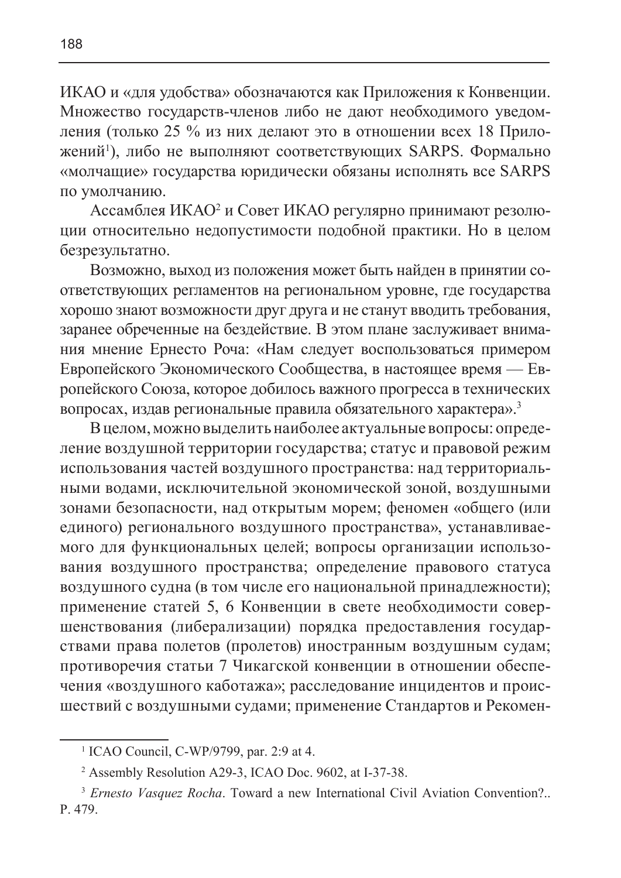ИКАО и «для удобства» обозначаются как Приложения к Конвенции. Множество государств-членов либо не дают необходимого уведомления (только 25 % из них делают это в отношении всех 18 Приложений[1]), либо не выполняют соответствующих SARPS. Формально «молчащие» государства юридически обязаны исполнять все SARPS по умолчанию.

Ассамблея ИКАО[2] и Совет ИКАО регулярно принимают резолюции относительно недопустимости подобной практики. Но в целом безрезультатно.

Возможно, выход из положения может быть найден в принятии соответствующих регламентов на региональном уровне, где государства хорошо знают возможности друг друга и не станут вводить требования, заранее обреченные на бездействие. В этом плане заслуживает внимания мнение Ернесто Роча: «Нам следует воспользоваться примером Европейского Экономического Сообщества, в настоящее время — Европейского Союза, которое добилось важного прогресса в технических вопросах, издав региональные правила обязательного характера».[3]

В целом, можно выделить наиболее актуальные вопросы: определение воздушной территории государства; статус и правовой режим использования частей воздушного пространства: над территориальными водами, исключительной экономической зоной, воздушными зонами безопасности, над открытым морем; феномен «общего (или единого) регионального воздушного пространства», устанавливаемого для функциональных целей; вопросы организации использования воздушного пространства; определение правового статуса воздушного судна (в том числе его национальной принадлежности); применение статей 5, 6 Конвенции в свете необходимости совершенствования (либерализации) порядка предоставления государствами права полетов (пролетов) иностранным воздушным судам; противоречия статьи 7 Чикагской конвенции в отношении обеспечения «воздушного каботажа»; расследование инцидентов и происшествий с воздушными судами; применение Стандартов и Рекомен-

---

[1] ICAO Council, C-WP/9799, par. 2:9 at 4.

[2] Assembly Resolution A29-3, ICAO Doc. 9602, at I-37-38.

[3] *Ernesto Vasquez Rocha*. Toward a new International Civil Aviation Convention?.. P. 479.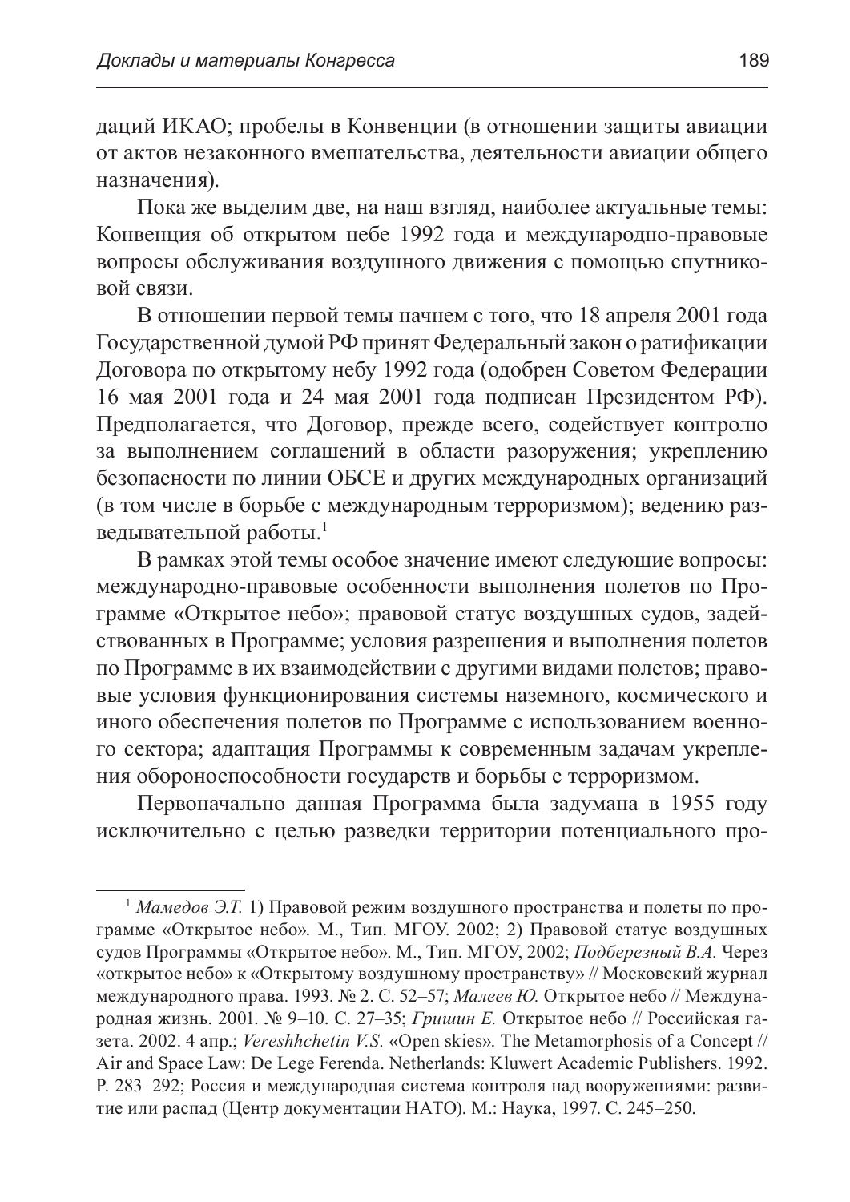даций ИКАО; пробелы в Конвенции (в отношении защиты авиации от актов незаконного вмешательства, деятельности авиации общего назначения).

Пока же выделим две, на наш взгляд, наиболее актуальные темы: Конвенция об открытом небе 1992 года и международно-правовые вопросы обслуживания воздушного движения с помощью спутниковой связи.

В отношении первой темы начнем с того, что 18 апреля 2001 года Государственной думой РФ принят Федеральный закон о ратификации Договора по открытому небу 1992 года (одобрен Советом Федерации 16 мая 2001 года и 24 мая 2001 года подписан Президентом РФ). Предполагается, что Договор, прежде всего, содействует контролю за выполнением соглашений в области разоружения; укреплению безопасности по линии ОБСЕ и других международных организаций (в том числе в борьбе с международным терроризмом); ведению разведывательной работы.[1]

В рамках этой темы особое значение имеют следующие вопросы: международно-правовые особенности выполнения полетов по Программе «Открытое небо»; правовой статус воздушных судов, задействованных в Программе; условия разрешения и выполнения полетов по Программе в их взаимодействии с другими видами полетов; правовые условия функционирования системы наземного, космического и иного обеспечения полетов по Программе с использованием военного сектора; адаптация Программы к современным задачам укрепления обороноспособности государств и борьбы с терроризмом.

Первоначально данная Программа была задумана в 1955 году исключительно с целью разведки территории потенциального про-

---

[1] *Мамедов Э.Т.* 1) Правовой режим воздушного пространства и полеты по программе «Открытое небо». М., Тип. МГОУ. 2002; 2) Правовой статус воздушных судов Программы «Открытое небо». М., Тип. МГОУ, 2002; *Подберезный В.А.* Через «открытое небо» к «Открытому воздушному пространству» // Московский журнал международного права. 1993. № 2. С. 52–57; *Малеев Ю.* Открытое небо // Международная жизнь. 2001. № 9–10. С. 27–35; *Гришин Е.* Открытое небо // Российская газета. 2002. 4 апр.; *Vereshhchetin V.S.* «Open skies». The Metamorphosis of a Concept // Air and Space Law: De Lege Ferenda. Netherlands: Kluwert Academic Publishers. 1992. P. 283–292; Россия и международная система контроля над вооружениями: развитие или распад (Центр документации НАТО). М.: Наука, 1997. С. 245–250.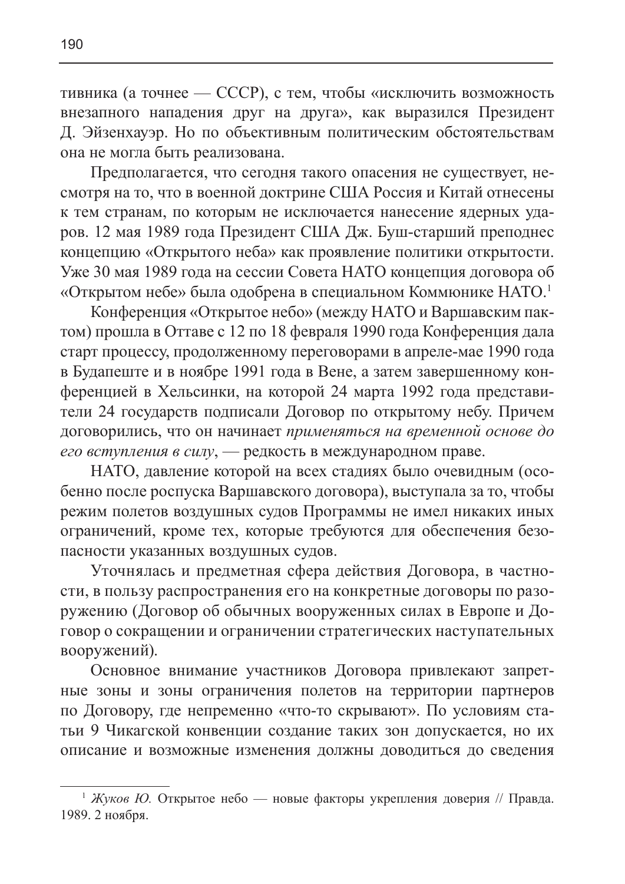тивника (а точнее — СССР), с тем, чтобы «исключить возможность внезапного нападения друг на друга», как выразился Президент Д. Эйзенхауэр. Но по объективным политическим обстоятельствам она не могла быть реализована.

Предполагается, что сегодня такого опасения не существует, несмотря на то, что в военной доктрине США Россия и Китай отнесены к тем странам, по которым не исключается нанесение ядерных ударов. 12 мая 1989 года Президент США Дж. Буш-старший преподнес концепцию «Открытого неба» как проявление политики открытости. Уже 30 мая 1989 года на сессии Совета НАТО концепция договора об «Открытом небе» была одобрена в специальном Коммюнике НАТО.[1]

Конференция «Открытое небо» (между НАТО и Варшавским пактом) прошла в Оттаве с 12 по 18 февраля 1990 года Конференция дала старт процессу, продолженному переговорами в апреле-мае 1990 года в Будапеште и в ноябре 1991 года в Вене, а затем завершенному конференцией в Хельсинки, на которой 24 марта 1992 года представители 24 государств подписали Договор по открытому небу. Причем договорились, что он начинает *применяться на временной основе до его вступления в силу*, — редкость в международном праве.

НАТО, давление которой на всех стадиях было очевидным (особенно после роспуска Варшавского договора), выступала за то, чтобы режим полетов воздушных судов Программы не имел никаких иных ограничений, кроме тех, которые требуются для обеспечения безопасности указанных воздушных судов.

Уточнялась и предметная сфера действия Договора, в частности, в пользу распространения его на конкретные договоры по разоружению (Договор об обычных вооруженных силах в Европе и Договор о сокращении и ограничении стратегических наступательных вооружений).

Основное внимание участников Договора привлекают запретные зоны и зоны ограничения полетов на территории партнеров по Договору, где непременно «что-то скрывают». По условиям статьи 9 Чикагской конвенции создание таких зон допускается, но их описание и возможные изменения должны доводиться до сведения

---

[1] *Жуков Ю.* Открытое небо — новые факторы укрепления доверия // Правда. 1989. 2 ноября.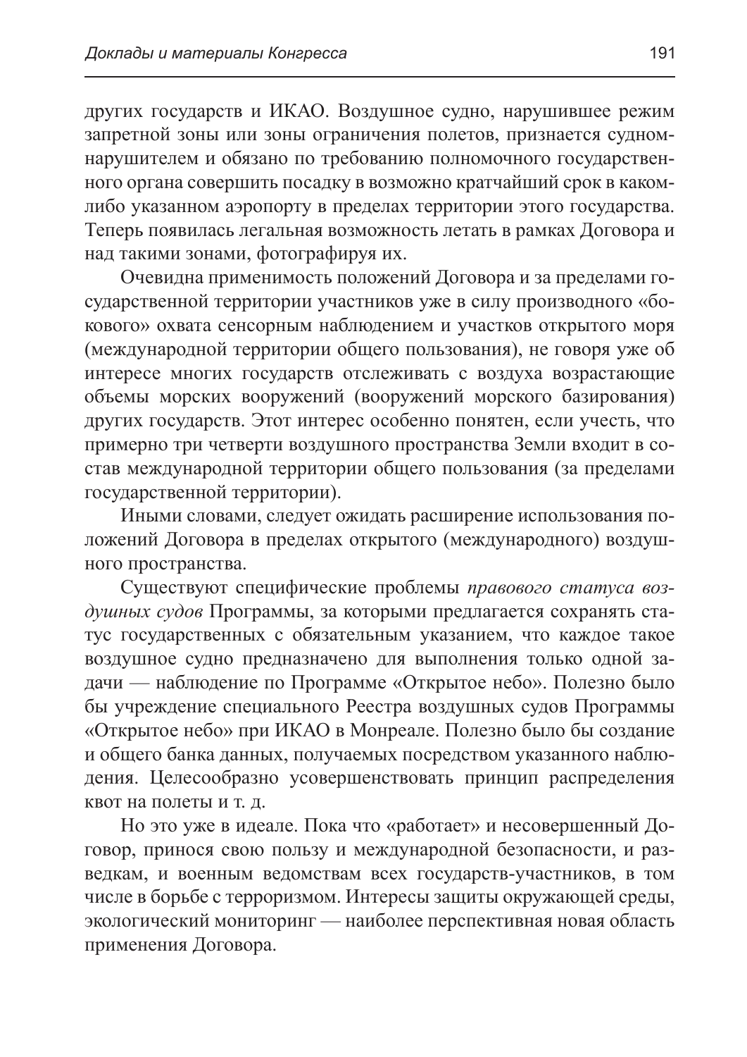других государств и ИКАО. Воздушное судно, нарушившее режим запретной зоны или зоны ограничения полетов, признается судном-нарушителем и обязано по требованию полномочного государственного органа совершить посадку в возможно кратчайший срок в каком-либо указанном аэропорту в пределах территории этого государства. Теперь появилась легальная возможность летать в рамках Договора и над такими зонами, фотографируя их.

Очевидна применимость положений Договора и за пределами государственной территории участников уже в силу производного «бокового» охвата сенсорным наблюдением и участков открытого моря (международной территории общего пользования), не говоря уже об интересе многих государств отслеживать с воздуха возрастающие объемы морских вооружений (вооружений морского базирования) других государств. Этот интерес особенно понятен, если учесть, что примерно три четверти воздушного пространства Земли входит в состав международной территории общего пользования (за пределами государственной территории).

Иными словами, следует ожидать расширение использования положений Договора в пределах открытого (международного) воздушного пространства.

Существуют специфические проблемы *правового статуса воздушных судов* Программы, за которыми предлагается сохранять статус государственных с обязательным указанием, что каждое такое воздушное судно предназначено для выполнения только одной задачи — наблюдение по Программе «Открытое небо». Полезно было бы учреждение специального Реестра воздушных судов Программы «Открытое небо» при ИКАО в Монреале. Полезно было бы создание и общего банка данных, получаемых посредством указанного наблюдения. Целесообразно усовершенствовать принцип распределения квот на полеты и т. д.

Но это уже в идеале. Пока что «работает» и несовершенный Договор, принося свою пользу и международной безопасности, и разведкам, и военным ведомствам всех государств-участников, в том числе в борьбе с терроризмом. Интересы защиты окружающей среды, экологический мониторинг — наиболее перспективная новая область применения Договора.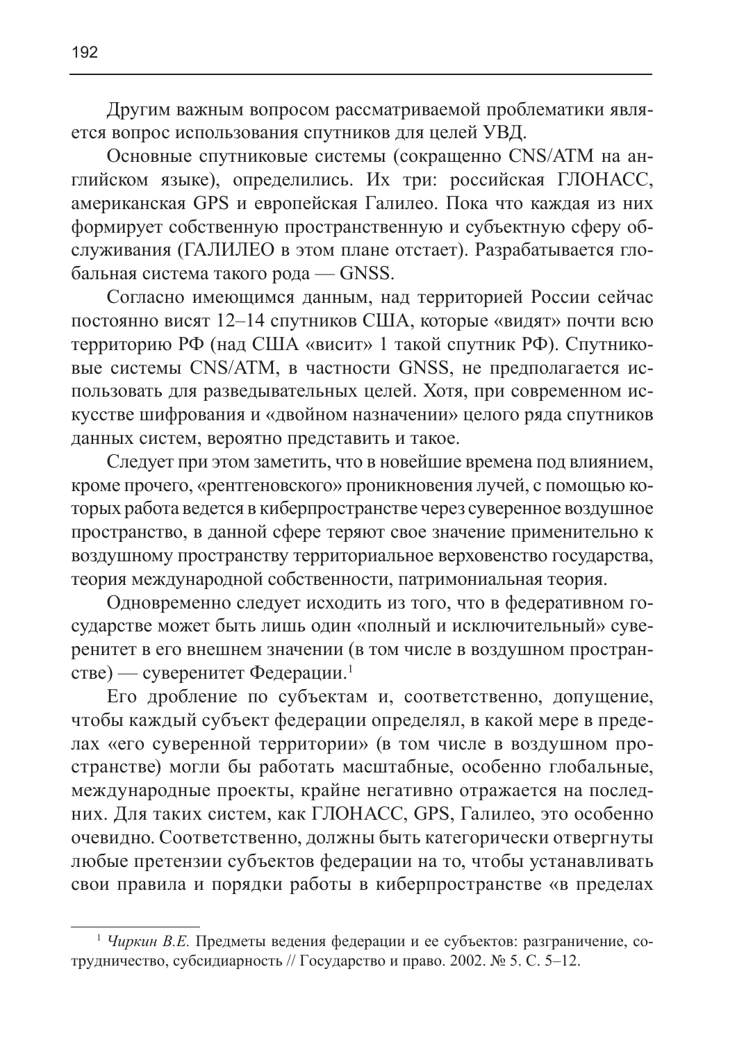Другим важным вопросом рассматриваемой проблематики является вопрос использования спутников для целей УВД.

Основные спутниковые системы (сокращенно CNS/ATM на английском языке), определились. Их три: российская ГЛОНАСС, американская GPS и европейская Галилео. Пока что каждая из них формирует собственную пространственную и субъектную сферу обслуживания (ГАЛИЛЕО в этом плане отстает). Разрабатывается глобальная система такого рода — GNSS.

Согласно имеющимся данным, над территорией России сейчас постоянно висят 12–14 спутников США, которые «видят» почти всю территорию РФ (над США «висит» 1 такой спутник РФ). Спутниковые системы CNS/ATM, в частности GNSS, не предполагается использовать для разведывательных целей. Хотя, при современном искусстве шифрования и «двойном назначении» целого ряда спутников данных систем, вероятно представить и такое.

Следует при этом заметить, что в новейшие времена под влиянием, кроме прочего, «рентгеновского» проникновения лучей, с помощью которых работа ведется в киберпространстве через суверенное воздушное пространство, в данной сфере теряют свое значение применительно к воздушному пространству территориальное верховенство государства, теория международной собственности, патримониальная теория.

Одновременно следует исходить из того, что в федеративном государстве может быть лишь один «полный и исключительный» суверенитет в его внешнем значении (в том числе в воздушном пространстве) — суверенитет Федерации.[1]

Его дробление по субъектам и, соответственно, допущение, чтобы каждый субъект федерации определял, в какой мере в пределах «его суверенной территории» (в том числе в воздушном пространстве) могли бы работать масштабные, особенно глобальные, международные проекты, крайне негативно отражается на последних. Для таких систем, как ГЛОНАСС, GPS, Галилео, это особенно очевидно. Соответственно, должны быть категорически отвергнуты любые претензии субъектов федерации на то, чтобы устанавливать свои правила и порядки работы в киберпространстве «в пределах

---

[1] *Чиркин В.Е.* Предметы ведения федерации и ее субъектов: разграничение, сотрудничество, субсидиарность // Государство и право. 2002. № 5. С. 5–12.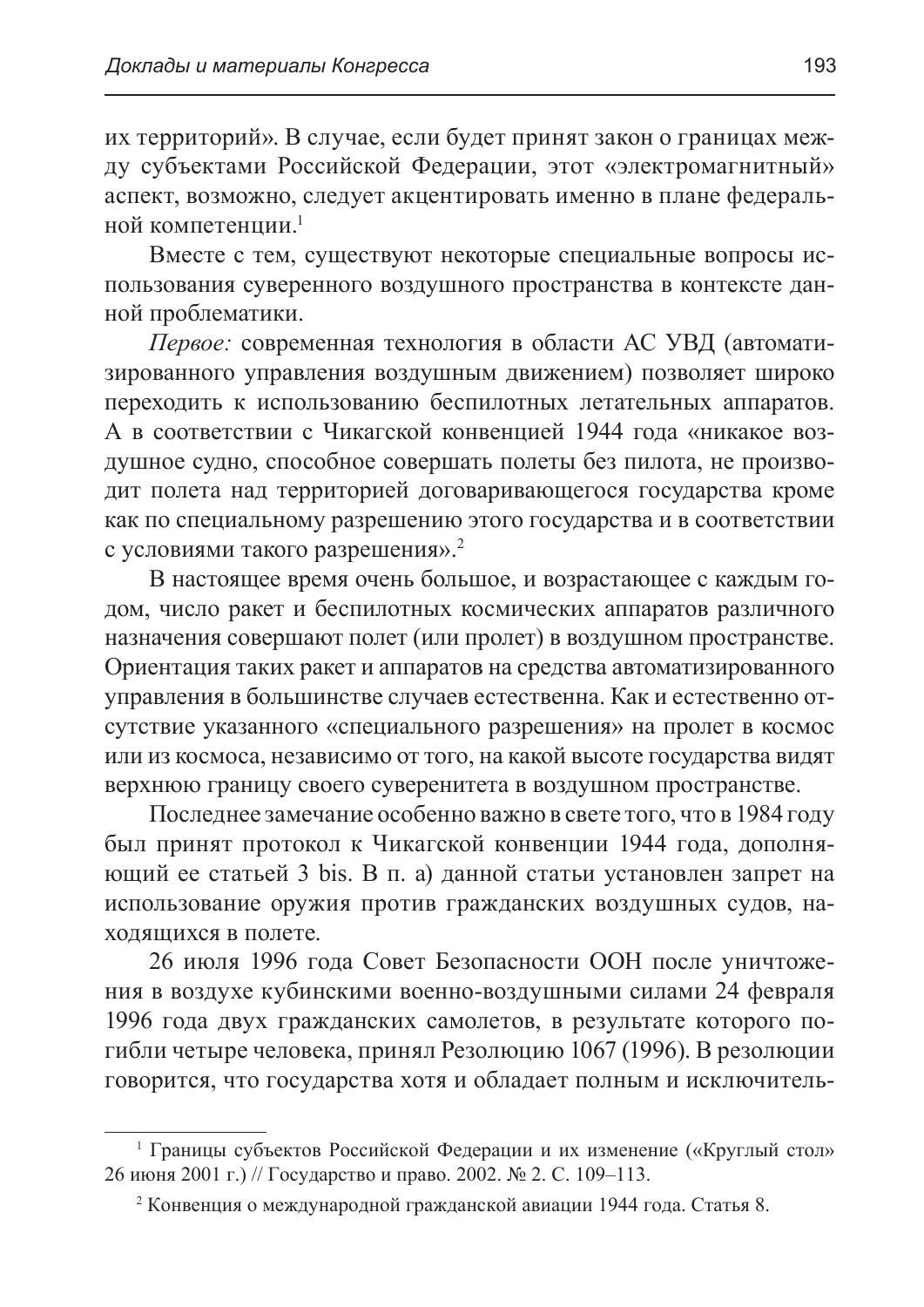их территорий». В случае, если будет принят закон о границах между субъектами Российской Федерации, этот «электромагнитный» аспект, возможно, следует акцентировать именно в плане федеральной компетенции.[1]

Вместе с тем, существуют некоторые специальные вопросы использования суверенного воздушного пространства в контексте данной проблематики.

*Первое:* современная технология в области АС УВД (автоматизированного управления воздушным движением) позволяет широко переходить к использованию беспилотных летательных аппаратов. А в соответствии с Чикагской конвенцией 1944 года «никакое воздушное судно, способное совершать полеты без пилота, не производит полета над территорией договаривающегося государства кроме как по специальному разрешению этого государства и в соответствии с условиями такого разрешения».[2]

В настоящее время очень большое, и возрастающее с каждым годом, число ракет и беспилотных космических аппаратов различного назначения совершают полет (или пролет) в воздушном пространстве. Ориентация таких ракет и аппаратов на средства автоматизированного управления в большинстве случаев естественна. Как и естественно отсутствие указанного «специального разрешения» на пролет в космос или из космоса, независимо от того, на какой высоте государства видят верхнюю границу своего суверенитета в воздушном пространстве.

Последнее замечание особенно важно в свете того, что в 1984 году был принят протокол к Чикагской конвенции 1944 года, дополняющий ее статьей 3 bis. В п. а) данной статьи установлен запрет на использование оружия против гражданских воздушных судов, находящихся в полете.

26 июля 1996 года Совет Безопасности ООН после уничтожения в воздухе кубинскими военно-воздушными силами 24 февраля 1996 года двух гражданских самолетов, в результате которого погибли четыре человека, принял Резолюцию 1067 (1996). В резолюции говорится, что государства хотя и обладает полным и исключитель-

---

[1] Границы субъектов Российской Федерации и их изменение («Круглый стол» 26 июня 2001 г.) // Государство и право. 2002. № 2. С. 109–113.

[2] Конвенция о международной гражданской авиации 1944 года. Статья 8.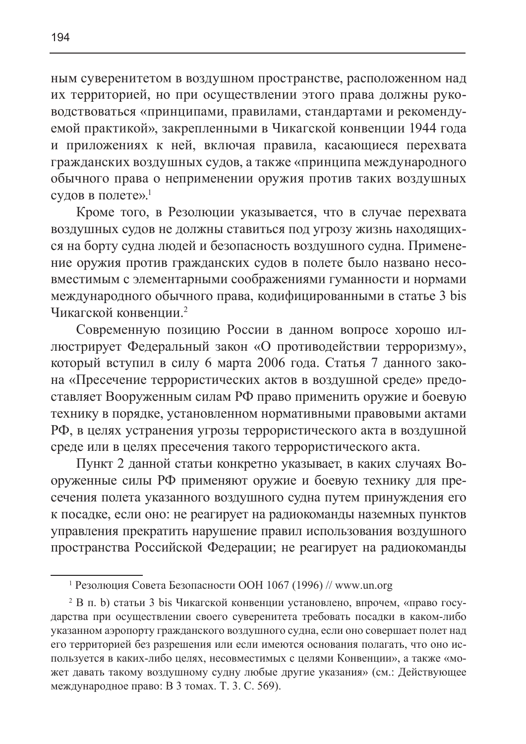ным суверенитетом в воздушном пространстве, расположенном над их территорией, но при осуществлении этого права должны руководствоваться «принципами, правилами, стандартами и рекомендуемой практикой», закрепленными в Чикагской конвенции 1944 года и приложениях к ней, включая правила, касающиеся перехвата гражданских воздушных судов, а также «принципа международного обычного права о неприменении оружия против таких воздушных судов в полете».[1]

Кроме того, в Резолюции указывается, что в случае перехвата воздушных судов не должны ставиться под угрозу жизнь находящихся на борту судна людей и безопасность воздушного судна. Применение оружия против гражданских судов в полете было названо несовместимым с элементарными соображениями гуманности и нормами международного обычного права, кодифицированными в статье 3 bis Чикагской конвенции.[2]

Современную позицию России в данном вопросе хорошо иллюстрирует Федеральный закон «О противодействии терроризму», который вступил в силу 6 марта 2006 года. Статья 7 данного закона «Пресечение террористических актов в воздушной среде» предоставляет Вооруженным силам РФ право применить оружие и боевую технику в порядке, установленном нормативными правовыми актами РФ, в целях устранения угрозы террористического акта в воздушной среде или в целях пресечения такого террористического акта.

Пункт 2 данной статьи конкретно указывает, в каких случаях Вооруженные силы РФ применяют оружие и боевую технику для пресечения полета указанного воздушного судна путем принуждения его к посадке, если оно: не реагирует на радиокоманды наземных пунктов управления прекратить нарушение правил использования воздушного пространства Российской Федерации; не реагирует на радиокоманды

---

[1] Резолюция Совета Безопасности ООН 1067 (1996) // www.un.org

[2] В п. b) статьи 3 bis Чикагской конвенции установлено, впрочем, «право государства при осуществлении своего суверенитета требовать посадки в каком-либо указанном аэропорту гражданского воздушного судна, если оно совершает полет над его территорией без разрешения или если имеются основания полагать, что оно используется в каких-либо целях, несовместимых с целями Конвенции», а также «может давать такому воздушному судну любые другие указания» (см.: Действующее международное право: В 3 томах. Т. 3. С. 569).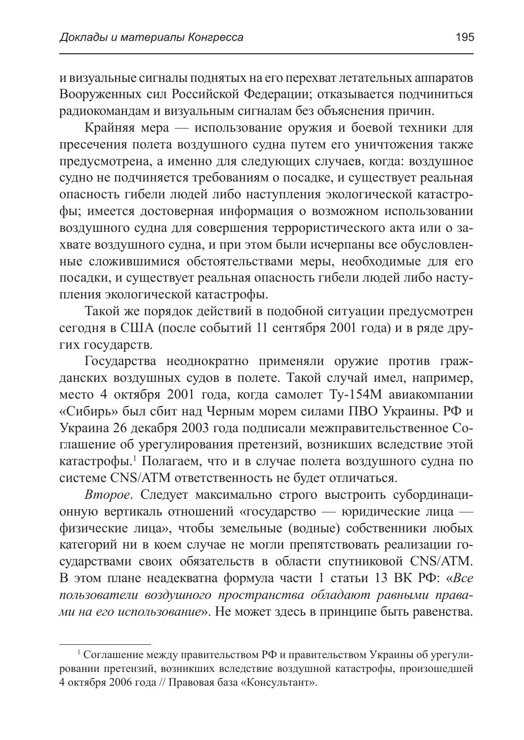и визуальные сигналы поднятых на его перехват летательных аппаратов Вооруженных сил Российской Федерации; отказывается подчиниться радиокомандам и визуальным сигналам без объяснения причин.

Крайняя мера — использование оружия и боевой техники для пресечения полета воздушного судна путем его уничтожения также предусмотрена, а именно для следующих случаев, когда: воздушное судно не подчиняется требованиям о посадке, и существует реальная опасность гибели людей либо наступления экологической катастрофы; имеется достоверная информация о возможном использовании воздушного судна для совершения террористического акта или о захвате воздушного судна, и при этом были исчерпаны все обусловленные сложившимися обстоятельствами меры, необходимые для его посадки, и существует реальная опасность гибели людей либо наступления экологической катастрофы.

Такой же порядок действий в подобной ситуации предусмотрен сегодня в США (после событий 11 сентября 2001 года) и в ряде других государств.

Государства неоднократно применяли оружие против гражданских воздушных судов в полете. Такой случай имел, например, место 4 октября 2001 года, когда самолет Ту-154М авиакомпании «Сибирь» был сбит над Черным морем силами ПВО Украины. РФ и Украина 26 декабря 2003 года подписали межправительственное Соглашение об урегулирования претензий, возникших вследствие этой катастрофы.[1] Полагаем, что и в случае полета воздушного судна по системе CNS/ATM ответственность не будет отличаться.

*Второе*. Следует максимально строго выстроить субординационную вертикаль отношений «государство — юридические лица — физические лица», чтобы земельные (водные) собственники любых категорий ни в коем случае не могли препятствовать реализации государствами своих обязательств в области спутниковой CNS/ATM. В этом плане неадекватна формула части 1 статьи 13 ВК РФ: «*Все пользователи воздушного пространства обладают равными правами на его использование*». Не может здесь в принципе быть равенства.

---

[1] Соглашение между правительством РФ и правительством Украины об урегулировании претензий, возникших вследствие воздушной катастрофы, произошедшей 4 октября 2006 года // Правовая база «Консультант».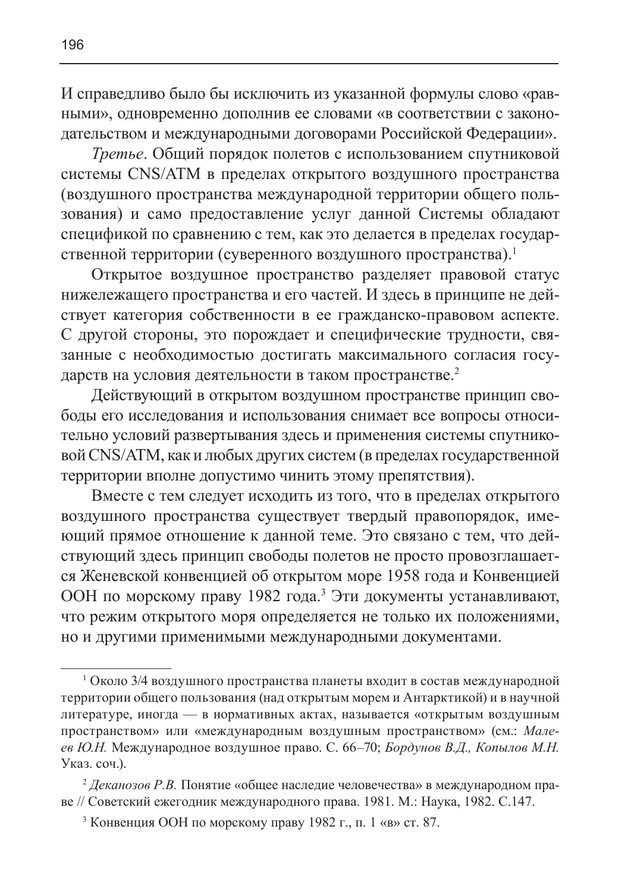И справедливо было бы исключить из указанной формулы слово «равными», одновременно дополнив ее словами «в соответствии с законодательством и международными договорами Российской Федерации».

*Третье*. Общий порядок полетов с использованием спутниковой системы CNS/ATM в пределах открытого воздушного пространства (воздушного пространства международной территории общего пользования) и само предоставление услуг данной Системы обладают спецификой по сравнению с тем, как это делается в пределах государственной территории (суверенного воздушного пространства).[1]

Открытое воздушное пространство разделяет правовой статус нижележащего пространства и его частей. И здесь в принципе не действует категория собственности в ее гражданско-правовом аспекте. С другой стороны, это порождает и специфические трудности, связанные с необходимостью достигать максимального согласия государств на условия деятельности в таком пространстве.[2]

Действующий в открытом воздушном пространстве принцип свободы его исследования и использования снимает все вопросы относительно условий развертывания здесь и применения системы спутниковой CNS/ATM, как и любых других систем (в пределах государственной территории вполне допустимо чинить этому препятствия).

Вместе с тем следует исходить из того, что в пределах открытого воздушного пространства существует твердый правопорядок, имеющий прямое отношение к данной теме. Это связано с тем, что действующий здесь принцип свободы полетов не просто провозглашается Женевской конвенцией об открытом море 1958 года и Конвенцией ООН по морскому праву 1982 года.[3] Эти документы устанавливают, что режим открытого моря определяется не только их положениями, но и другими применимыми международными документами.

---

[1] Около 3/4 воздушного пространства планеты входит в состав международной территории общего пользования (над открытым морем и Антарктикой) и в научной литературе, иногда — в нормативных актах, называется «открытым воздушным пространством» или «международным воздушным пространством» (см.: *Малеев Ю.Н.* Международное воздушное право. С. 66–70; *Бордунов В.Д., Копылов М.Н.* Указ. соч.).

[2] *Деканозов Р.В.* Понятие «общее наследие человечества» в международном праве // Советский ежегодник международного права. 1981. М.: Наука, 1982. С.147.

[3] Конвенция ООН по морскому праву 1982 г., п. 1 «в» ст. 87.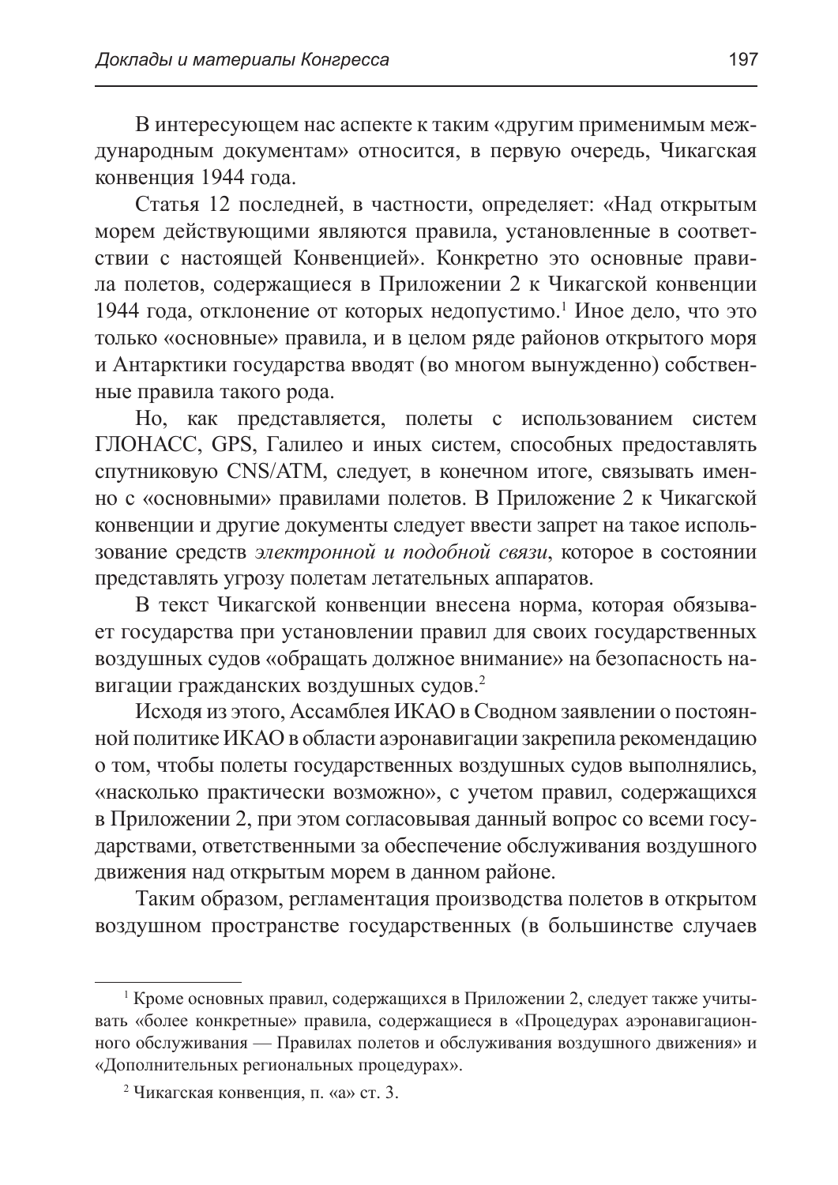В интересующем нас аспекте к таким «другим применимым международным документам» относится, в первую очередь, Чикагская конвенция 1944 года.

Статья 12 последней, в частности, определяет: «Над открытым морем действующими являются правила, установленные в соответствии с настоящей Конвенцией». Конкретно это основные правила полетов, содержащиеся в Приложении 2 к Чикагской конвенции 1944 года, отклонение от которых недопустимо.[1] Иное дело, что это только «основные» правила, и в целом ряде районов открытого моря и Антарктики государства вводят (во многом вынужденно) собственные правила такого рода.

Но, как представляется, полеты с использованием систем ГЛОНАСС, GPS, Галилео и иных систем, способных предоставлять спутниковую CNS/ATM, следует, в конечном итоге, связывать именно с «основными» правилами полетов. В Приложение 2 к Чикагской конвенции и другие документы следует ввести запрет на такое использование средств *электронной и подобной связи*, которое в состоянии представлять угрозу полетам летательных аппаратов.

В текст Чикагской конвенции внесена норма, которая обязывает государства при установлении правил для своих государственных воздушных судов «обращать должное внимание» на безопасность навигации гражданских воздушных судов.[2]

Исходя из этого, Ассамблея ИКАО в Сводном заявлении о постоянной политике ИКАО в области аэронавигации закрепила рекомендацию о том, чтобы полеты государственных воздушных судов выполнялись, «насколько практически возможно», с учетом правил, содержащихся в Приложении 2, при этом согласовывая данный вопрос со всеми государствами, ответственными за обеспечение обслуживания воздушного движения над открытым морем в данном районе.

Таким образом, регламентация производства полетов в открытом воздушном пространстве государственных (в большинстве случаев

---

[1] Кроме основных правил, содержащихся в Приложении 2, следует также учитывать «более конкретные» правила, содержащиеся в «Процедурах аэронавигационного обслуживания — Правилах полетов и обслуживания воздушного движения» и «Дополнительных региональных процедурах».

[2] Чикагская конвенция, п. «а» ст. 3.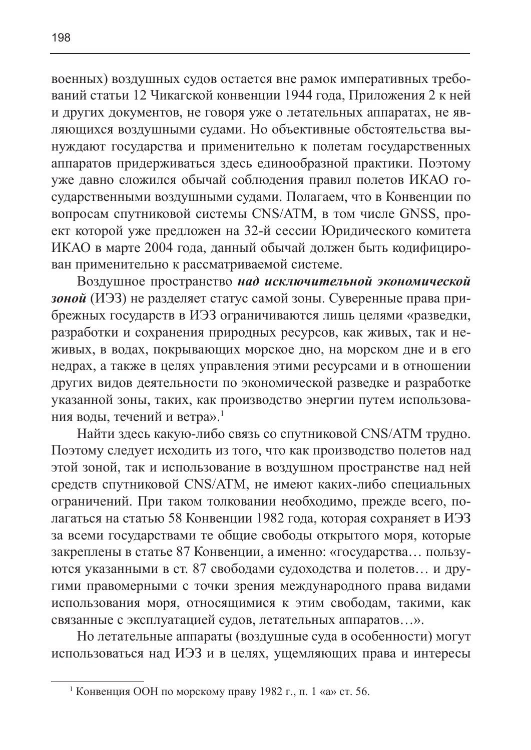военных) воздушных судов остается вне рамок императивных требований статьи 12 Чикагской конвенции 1944 года, Приложения 2 к ней и других документов, не говоря уже о летательных аппаратах, не являющихся воздушными судами. Но объективные обстоятельства вынуждают государства и применительно к полетам государственных аппаратов придерживаться здесь единообразной практики. Поэтому уже давно сложился обычай соблюдения правил полетов ИКАО государственными воздушными судами. Полагаем, что в Конвенции по вопросам спутниковой системы CNS/ATM, в том числе GNSS, проект которой уже предложен на 32-й сессии Юридического комитета ИКАО в марте 2004 года, данный обычай должен быть кодифицирован применительно к рассматриваемой системе.

Воздушное пространство ***над исключительной экономической зоной*** (ИЭЗ) не разделяет статус самой зоны. Суверенные права прибрежных государств в ИЭЗ ограничиваются лишь целями «разведки, разработки и сохранения природных ресурсов, как живых, так и неживых, в водах, покрывающих морское дно, на морском дне и в его недрах, а также в целях управления этими ресурсами и в отношении других видов деятельности по экономической разведке и разработке указанной зоны, таких, как производство энергии путем использования воды, течений и ветра».[1]

Найти здесь какую-либо связь со спутниковой CNS/ATM трудно. Поэтому следует исходить из того, что как производство полетов над этой зоной, так и использование в воздушном пространстве над ней средств спутниковой CNS/ATM, не имеют каких-либо специальных ограничений. При таком толковании необходимо, прежде всего, полагаться на статью 58 Конвенции 1982 года, которая сохраняет в ИЭЗ за всеми государствами те общие свободы открытого моря, которые закреплены в статье 87 Конвенции, а именно: «государства… пользуются указанными в ст. 87 свободами судоходства и полетов… и другими правомерными с точки зрения международного права видами использования моря, относящимися к этим свободам, такими, как связанные с эксплуатацией судов, летательных аппаратов…».

Но летательные аппараты (воздушные суда в особенности) могут использоваться над ИЭЗ и в целях, ущемляющих права и интересы

---

[1] Конвенция ООН по морскому праву 1982 г., п. 1 «а» ст. 56.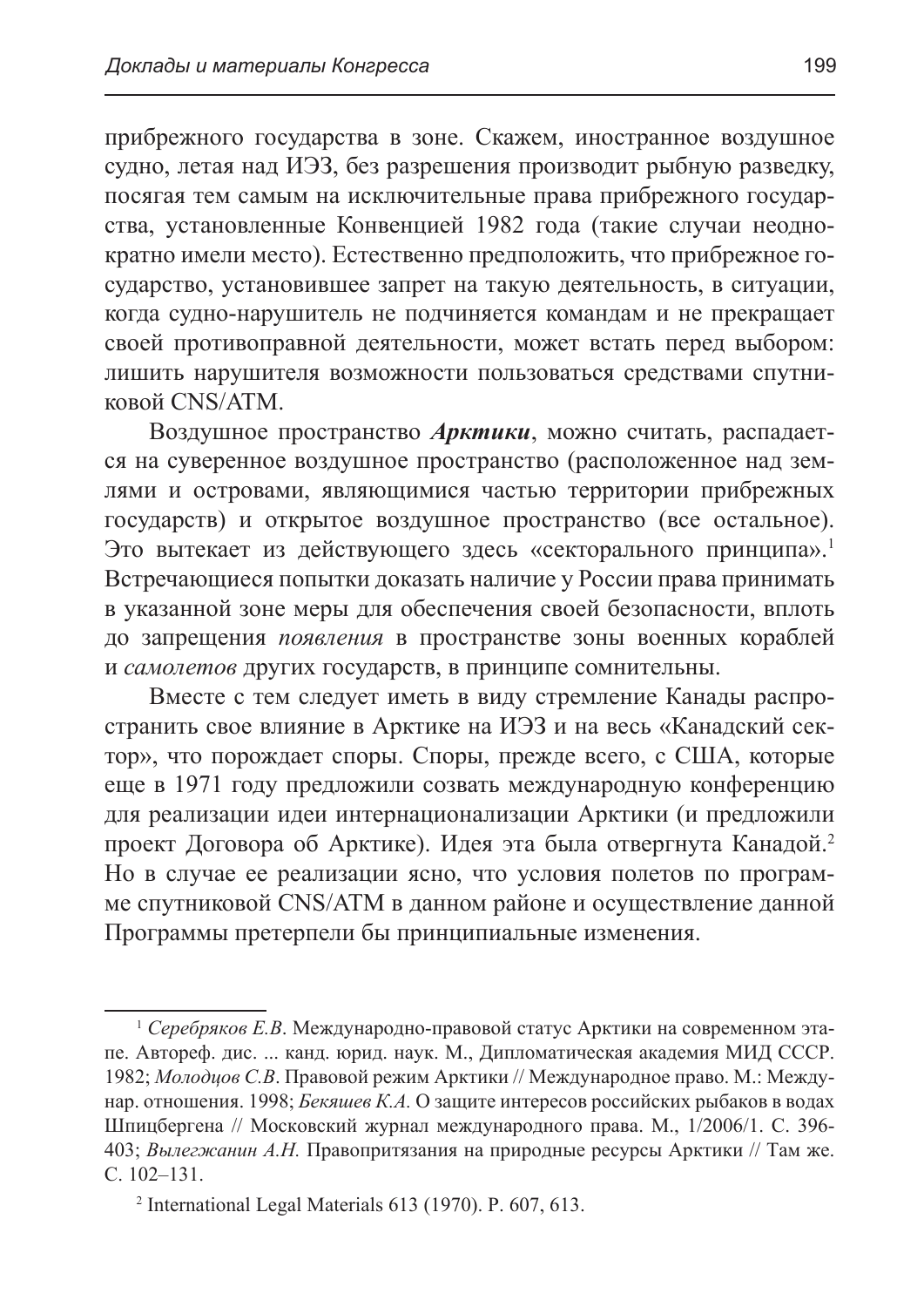прибрежного государства в зоне. Скажем, иностранное воздушное судно, летая над ИЭЗ, без разрешения производит рыбную разведку, посягая тем самым на исключительные права прибрежного государства, установленные Конвенцией 1982 года (такие случаи неоднократно имели место). Естественно предположить, что прибрежное государство, установившее запрет на такую деятельность, в ситуации, когда судно-нарушитель не подчиняется командам и не прекращает своей противоправной деятельности, может встать перед выбором: лишить нарушителя возможности пользоваться средствами спутниковой CNS/ATM.

Воздушное пространство ***Арктики***, можно считать, распадается на суверенное воздушное пространство (расположенное над землями и островами, являющимися частью территории прибрежных государств) и открытое воздушное пространство (все остальное). Это вытекает из действующего здесь «секторального принципа».[1] Встречающиеся попытки доказать наличие у России права принимать в указанной зоне меры для обеспечения своей безопасности, вплоть до запрещения *появления* в пространстве зоны военных кораблей и *самолетов* других государств, в принципе сомнительны.

Вместе с тем следует иметь в виду стремление Канады распространить свое влияние в Арктике на ИЭЗ и на весь «Канадский сектор», что порождает споры. Споры, прежде всего, с США, которые еще в 1971 году предложили созвать международную конференцию для реализации идеи интернационализации Арктики (и предложили проект Договора об Арктике). Идея эта была отвергнута Канадой.[2] Но в случае ее реализации ясно, что условия полетов по программе спутниковой CNS/ATM в данном районе и осуществление данной Программы претерпели бы принципиальные изменения.

---

[1] *Серебряков Е.В*. Международно-правовой статус Арктики на современном этапе. Автореф. дис. ... канд. юрид. наук. М., Дипломатическая академия МИД СССР. 1982; *Молодцов С.В*. Правовой режим Арктики // Международное право. М.: Междунар. отношения. 1998; *Бекяшев К.А.* О защите интересов российских рыбаков в водах Шпицбергена // Московский журнал международного права. М., 1/2006/1. С. 396-403; *Вылегжанин А.Н.* Правопритязания на природные ресурсы Арктики // Там же. С. 102–131.

[2] International Legal Materials 613 (1970). P. 607, 613.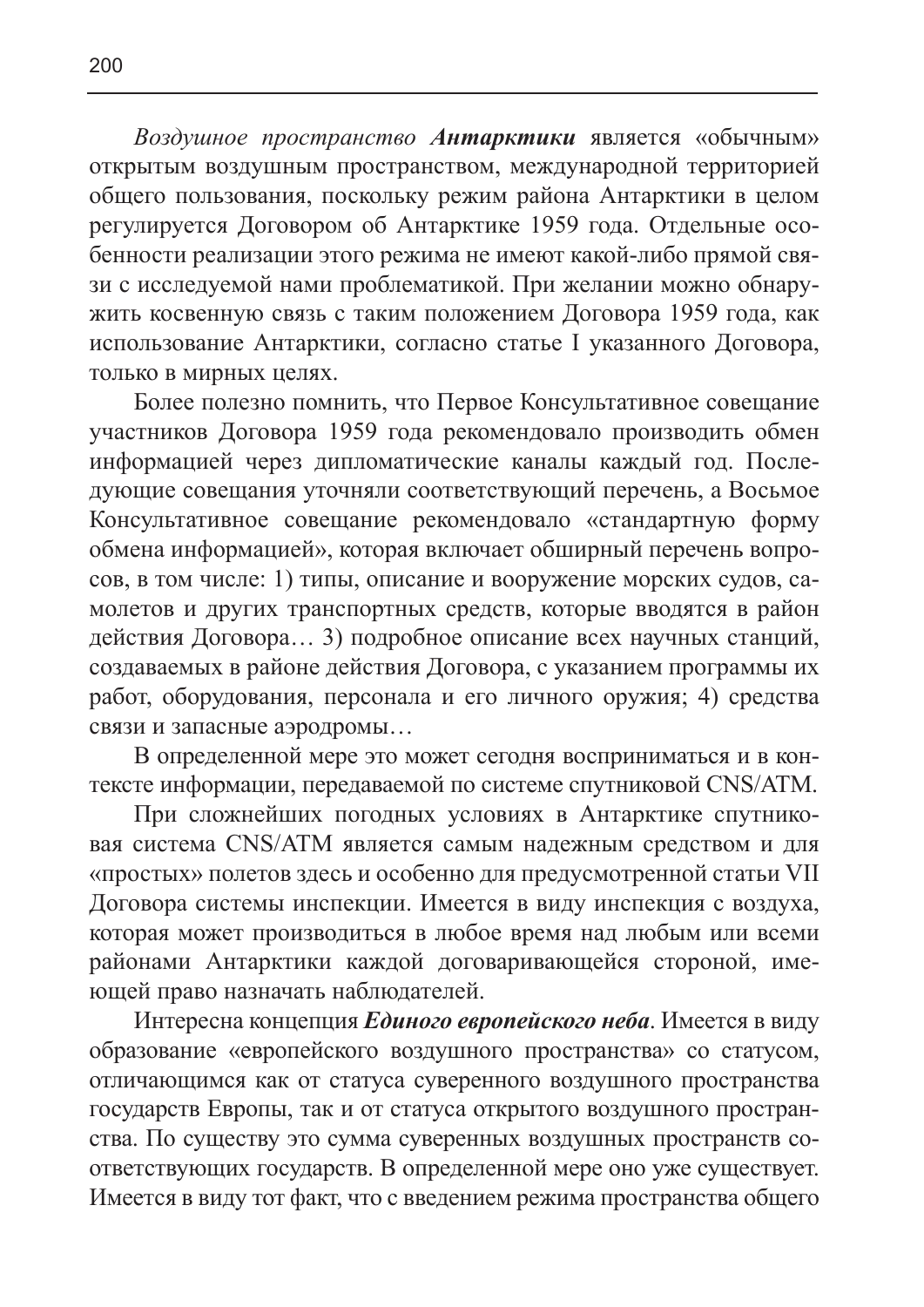*Воздушное пространство* ***Антарктики*** является «обычным» открытым воздушным пространством, международной территорией общего пользования, поскольку режим района Антарктики в целом регулируется Договором об Антарктике 1959 года. Отдельные особенности реализации этого режима не имеют какой-либо прямой связи с исследуемой нами проблематикой. При желании можно обнаружить косвенную связь с таким положением Договора 1959 года, как использование Антарктики, согласно статье I указанного Договора, только в мирных целях.

Более полезно помнить, что Первое Консультативное совещание участников Договора 1959 года рекомендовало производить обмен информацией через дипломатические каналы каждый год. Последующие совещания уточняли соответствующий перечень, а Восьмое Консультативное совещание рекомендовало «стандартную форму обмена информацией», которая включает обширный перечень вопросов, в том числе: 1) типы, описание и вооружение морских судов, самолетов и других транспортных средств, которые вводятся в район действия Договора… 3) подробное описание всех научных станций, создаваемых в районе действия Договора, с указанием программы их работ, оборудования, персонала и его личного оружия; 4) средства связи и запасные аэродромы…

В определенной мере это может сегодня восприниматься и в контексте информации, передаваемой по системе спутниковой CNS/ATM.

При сложнейших погодных условиях в Антарктике спутниковая система CNS/ATM является самым надежным средством и для «простых» полетов здесь и особенно для предусмотренной статьи VII Договора системы инспекции. Имеется в виду инспекция с воздуха, которая может производиться в любое время над любым или всеми районами Антарктики каждой договаривающейся стороной, имеющей право назначать наблюдателей.

Интересна концепция ***Единого европейского неба***. Имеется в виду образование «европейского воздушного пространства» со статусом, отличающимся как от статуса суверенного воздушного пространства государств Европы, так и от статуса открытого воздушного пространства. По существу это сумма суверенных воздушных пространств соответствующих государств. В определенной мере оно уже существует. Имеется в виду тот факт, что с введением режима пространства общего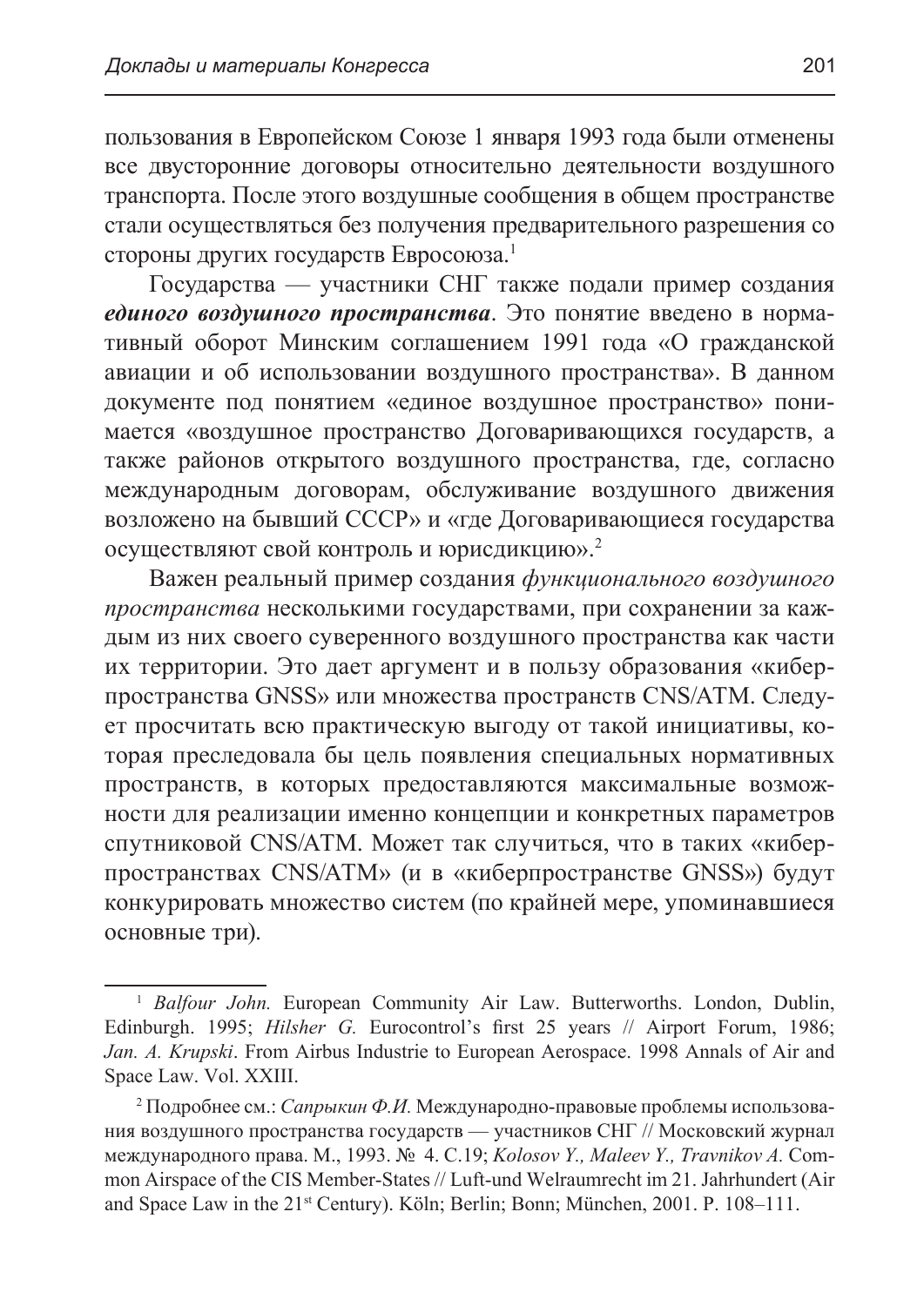пользования в Европейском Союзе 1 января 1993 года были отменены все двусторонние договоры относительно деятельности воздушного транспорта. После этого воздушные сообщения в общем пространстве стали осуществляться без получения предварительного разрешения со стороны других государств Евросоюза.[1]

Государства — участники СНГ также подали пример создания ***единого воздушного пространства***. Это понятие введено в нормативный оборот Минским соглашением 1991 года «О гражданской авиации и об использовании воздушного пространства». В данном документе под понятием «единое воздушное пространство» понимается «воздушное пространство Договаривающихся государств, а также районов открытого воздушного пространства, где, согласно международным договорам, обслуживание воздушного движения возложено на бывший СССР» и «где Договаривающиеся государства осуществляют свой контроль и юрисдикцию».[2]

Важен реальный пример создания *функционального воздушного пространства* несколькими государствами, при сохранении за каждым из них своего суверенного воздушного пространства как части их территории. Это дает аргумент и в пользу образования «киберпространства GNSS» или множества пространств CNS/ATM. Следует просчитать всю практическую выгоду от такой инициативы, которая преследовала бы цель появления специальных нормативных пространств, в которых предоставляются максимальные возможности для реализации именно концепции и конкретных параметров спутниковой CNS/ATM. Может так случиться, что в таких «киберпространствах CNS/ATM» (и в «киберпространстве GNSS») будут конкурировать множество систем (по крайней мере, упоминавшиеся основные три).

---

[1] *Balfour John.* European Community Air Law. Butterworths. London, Dublin, Edinburgh. 1995; *Hilsher G.* Eurocontrol's first 25 years // Airport Forum, 1986; *Jan. A. Krupski*. From Airbus Industrie to European Aerospace. 1998 Annals of Air and Space Law. Vol. XXIII.

[2] Подробнее см.: *Сапрыкин Ф.И.* Международно-правовые проблемы использования воздушного пространства государств — участников СНГ // Московский журнал международного права. М., 1993. № 4. С.19; *Kolosov Y., Maleev Y., Travnikov A.* Common Airspace of the CIS Member-States // Luft-und Welraumrecht im 21. Jahrhundert (Air and Space Law in the 21st Century). Köln; Berlin; Bonn; München, 2001. P. 108–111.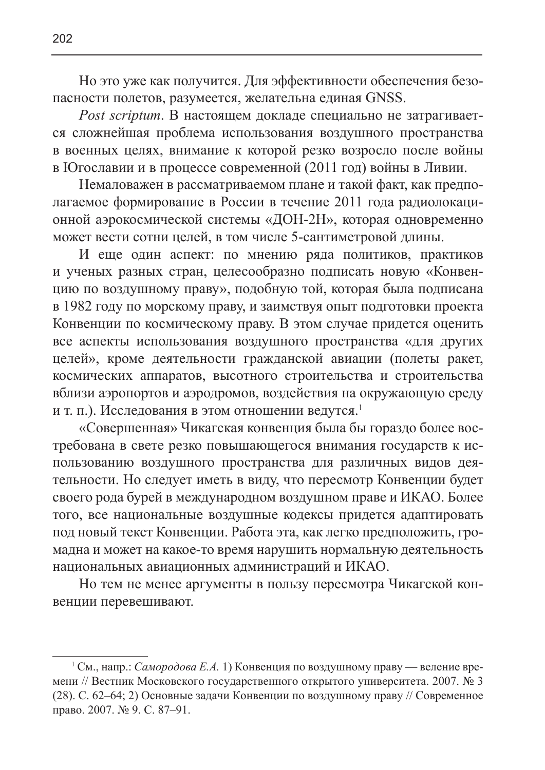Но это уже как получится. Для эффективности обеспечения безопасности полетов, разумеется, желательна единая GNSS.

*Post scriptum*. В настоящем докладе специально не затрагивается сложнейшая проблема использования воздушного пространства в военных целях, внимание к которой резко возросло после войны в Югославии и в процессе современной (2011 год) войны в Ливии.

Немаловажен в рассматриваемом плане и такой факт, как предполагаемое формирование в России в течение 2011 года радиолокационной аэрокосмической системы «ДОН-2Н», которая одновременно может вести сотни целей, в том числе 5-сантиметровой длины.

И еще один аспект: по мнению ряда политиков, практиков и ученых разных стран, целесообразно подписать новую «Конвенцию по воздушному праву», подобную той, которая была подписана в 1982 году по морскому праву, и заимствуя опыт подготовки проекта Конвенции по космическому праву. В этом случае придется оценить все аспекты использования воздушного пространства «для других целей», кроме деятельности гражданской авиации (полеты ракет, космических аппаратов, высотного строительства и строительства вблизи аэропортов и аэродромов, воздействия на окружающую среду и т. п.). Исследования в этом отношении ведутся.[1]

«Совершенная» Чикагская конвенция была бы гораздо более востребована в свете резко повышающегося внимания государств к использованию воздушного пространства для различных видов деятельности. Но следует иметь в виду, что пересмотр Конвенции будет своего рода бурей в международном воздушном праве и ИКАО. Более того, все национальные воздушные кодексы придется адаптировать под новый текст Конвенции. Работа эта, как легко предположить, громадна и может на какое-то время нарушить нормальную деятельность национальных авиационных администраций и ИКАО.

Но тем не менее аргументы в пользу пересмотра Чикагской конвенции перевешивают.

---

[1] См., напр.: *Самородова Е.А.* 1) Конвенция по воздушному праву — веление времени // Вестник Московского государственного открытого университета. 2007. № 3 (28). С. 62–64; 2) Основные задачи Конвенции по воздушному праву // Современное право. 2007. № 9. С. 87–91.